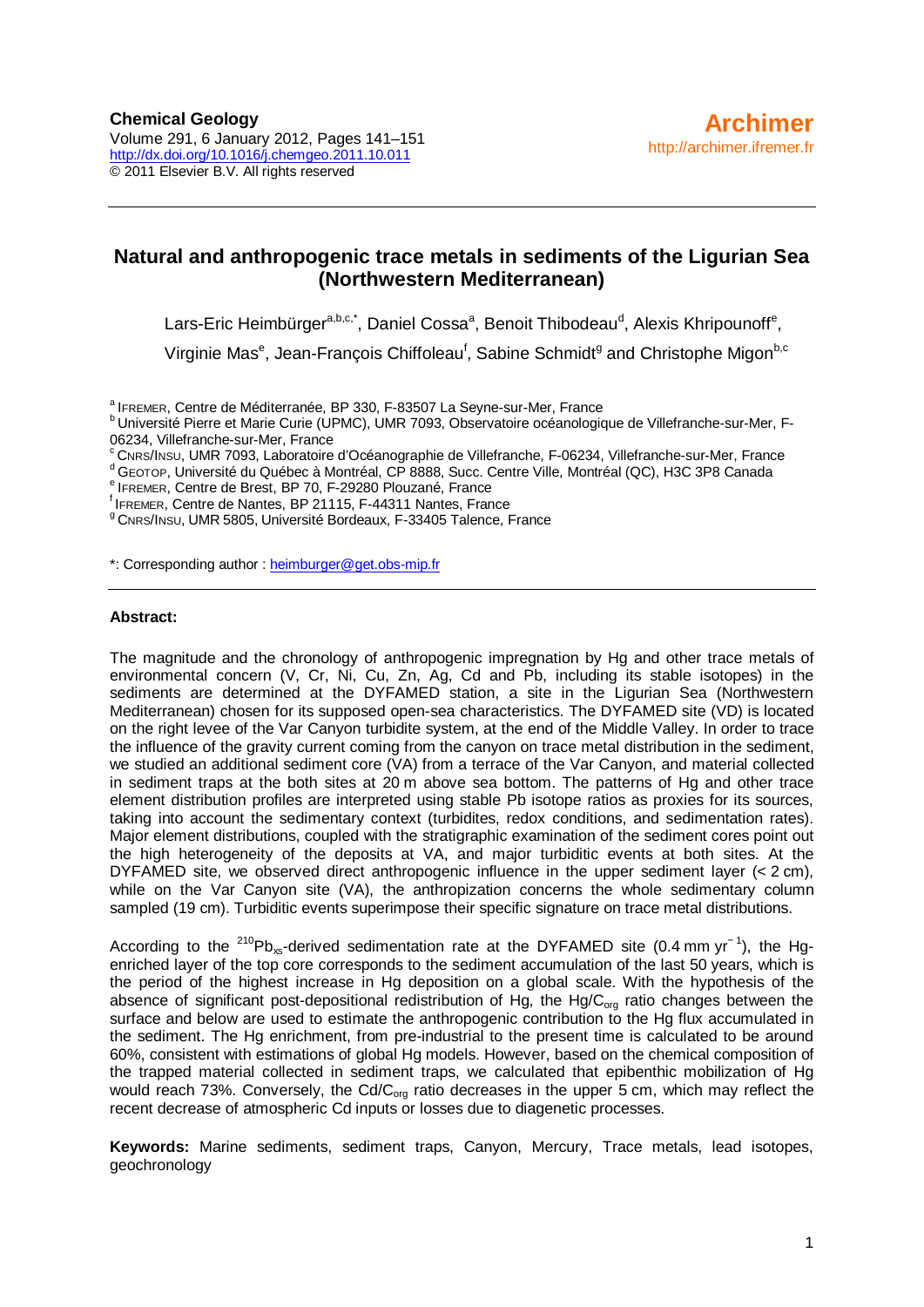**Chemical Geology**
Volume 291, 6 January 2012, Pages 141–151
http://dx.doi.org/10.1016/j.chemgeo.2011.10.011
© 2011 Elsevier B.V. All rights reserved

**Archimer**
http://archimer.ifremer.fr

# Natural and anthropogenic trace metals in sediments of the Ligurian Sea (Northwestern Mediterranean)

Lars-Eric Heimbürger[a,b,c,*], Daniel Cossa[a], Benoit Thibodeau[d], Alexis Khripounoff[e], Virginie Mas[e], Jean-François Chiffoleau[f], Sabine Schmidt[g] and Christophe Migon[b,c]

[a] IFREMER, Centre de Méditerranée, BP 330, F-83507 La Seyne-sur-Mer, France
[b] Université Pierre et Marie Curie (UPMC), UMR 7093, Observatoire océanologique de Villefranche-sur-Mer, F-06234, Villefranche-sur-Mer, France
[c] CNRS/INSU, UMR 7093, Laboratoire d'Océanographie de Villefranche, F-06234, Villefranche-sur-Mer, France
[d] GEOTOP, Université du Québec à Montréal, CP 8888, Succ. Centre Ville, Montréal (QC), H3C 3P8 Canada
[e] IFREMER, Centre de Brest, BP 70, F-29280 Plouzané, France
[f] IFREMER, Centre de Nantes, BP 21115, F-44311 Nantes, France
[g] CNRS/INSU, UMR 5805, Université Bordeaux, F-33405 Talence, France

*: Corresponding author : heimburger@get.obs-mip.fr

## Abstract:

The magnitude and the chronology of anthropogenic impregnation by Hg and other trace metals of environmental concern (V, Cr, Ni, Cu, Zn, Ag, Cd and Pb, including its stable isotopes) in the sediments are determined at the DYFAMED station, a site in the Ligurian Sea (Northwestern Mediterranean) chosen for its supposed open-sea characteristics. The DYFAMED site (VD) is located on the right levee of the Var Canyon turbidite system, at the end of the Middle Valley. In order to trace the influence of the gravity current coming from the canyon on trace metal distribution in the sediment, we studied an additional sediment core (VA) from a terrace of the Var Canyon, and material collected in sediment traps at the both sites at 20 m above sea bottom. The patterns of Hg and other trace element distribution profiles are interpreted using stable Pb isotope ratios as proxies for its sources, taking into account the sedimentary context (turbidites, redox conditions, and sedimentation rates). Major element distributions, coupled with the stratigraphic examination of the sediment cores point out the high heterogeneity of the deposits at VA, and major turbiditic events at both sites. At the DYFAMED site, we observed direct anthropogenic influence in the upper sediment layer (< 2 cm), while on the Var Canyon site (VA), the anthropization concerns the whole sedimentary column sampled (19 cm). Turbiditic events superimpose their specific signature on trace metal distributions.

According to the $^{210}Pb_{xs}$-derived sedimentation rate at the DYFAMED site (0.4 mm yr$^{-1}$), the Hg-enriched layer of the top core corresponds to the sediment accumulation of the last 50 years, which is the period of the highest increase in Hg deposition on a global scale. With the hypothesis of the absence of significant post-depositional redistribution of Hg, the Hg/$C_{org}$ ratio changes between the surface and below are used to estimate the anthropogenic contribution to the Hg flux accumulated in the sediment. The Hg enrichment, from pre-industrial to the present time is calculated to be around 60%, consistent with estimations of global Hg models. However, based on the chemical composition of the trapped material collected in sediment traps, we calculated that epibenthic mobilization of Hg would reach 73%. Conversely, the Cd/$C_{org}$ ratio decreases in the upper 5 cm, which may reflect the recent decrease of atmospheric Cd inputs or losses due to diagenetic processes.

**Keywords:** Marine sediments, sediment traps, Canyon, Mercury, Trace metals, lead isotopes, geochronology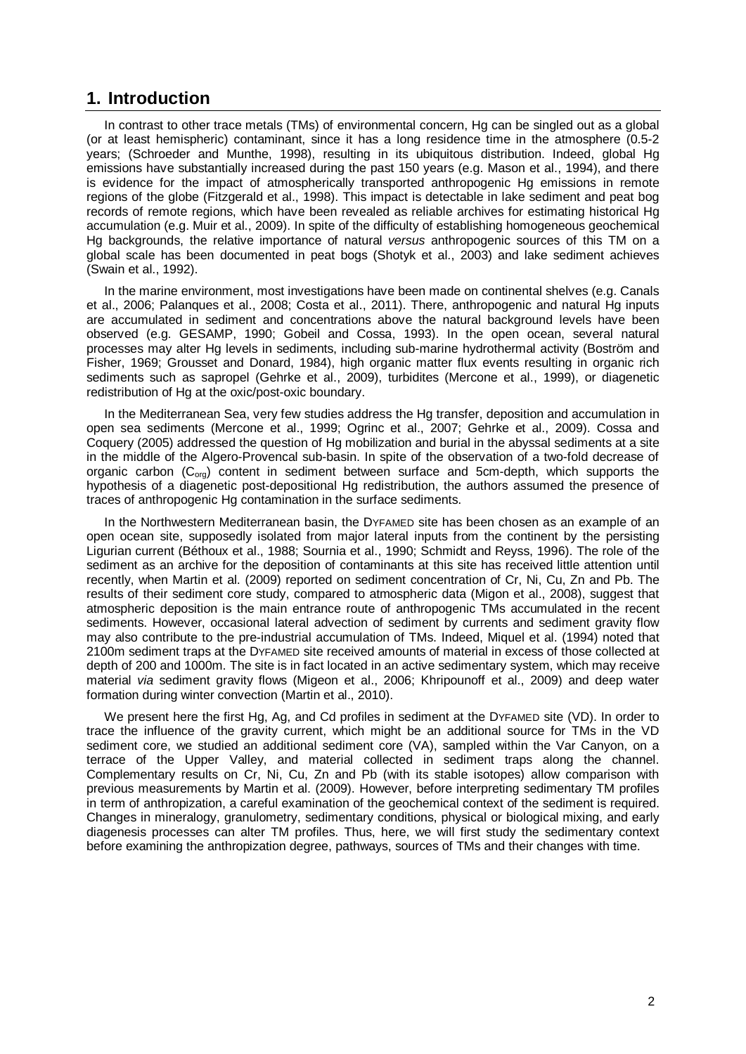## 1. Introduction

In contrast to other trace metals (TMs) of environmental concern, Hg can be singled out as a global (or at least hemispheric) contaminant, since it has a long residence time in the atmosphere (0.5-2 years; (Schroeder and Munthe, 1998), resulting in its ubiquitous distribution. Indeed, global Hg emissions have substantially increased during the past 150 years (e.g. Mason et al., 1994), and there is evidence for the impact of atmospherically transported anthropogenic Hg emissions in remote regions of the globe (Fitzgerald et al., 1998). This impact is detectable in lake sediment and peat bog records of remote regions, which have been revealed as reliable archives for estimating historical Hg accumulation (e.g. Muir et al., 2009). In spite of the difficulty of establishing homogeneous geochemical Hg backgrounds, the relative importance of natural *versus* anthropogenic sources of this TM on a global scale has been documented in peat bogs (Shotyk et al., 2003) and lake sediment achieves (Swain et al., 1992).

In the marine environment, most investigations have been made on continental shelves (e.g. Canals et al., 2006; Palanques et al., 2008; Costa et al., 2011). There, anthropogenic and natural Hg inputs are accumulated in sediment and concentrations above the natural background levels have been observed (e.g. GESAMP, 1990; Gobeil and Cossa, 1993). In the open ocean, several natural processes may alter Hg levels in sediments, including sub-marine hydrothermal activity (Boström and Fisher, 1969; Grousset and Donard, 1984), high organic matter flux events resulting in organic rich sediments such as sapropel (Gehrke et al., 2009), turbidites (Mercone et al., 1999), or diagenetic redistribution of Hg at the oxic/post-oxic boundary.

In the Mediterranean Sea, very few studies address the Hg transfer, deposition and accumulation in open sea sediments (Mercone et al., 1999; Ogrinc et al., 2007; Gehrke et al., 2009). Cossa and Coquery (2005) addressed the question of Hg mobilization and burial in the abyssal sediments at a site in the middle of the Algero-Provencal sub-basin. In spite of the observation of a two-fold decrease of organic carbon ($C_{org}$) content in sediment between surface and 5cm-depth, which supports the hypothesis of a diagenetic post-depositional Hg redistribution, the authors assumed the presence of traces of anthropogenic Hg contamination in the surface sediments.

In the Northwestern Mediterranean basin, the DYFAMED site has been chosen as an example of an open ocean site, supposedly isolated from major lateral inputs from the continent by the persisting Ligurian current (Béthoux et al., 1988; Sournia et al., 1990; Schmidt and Reyss, 1996). The role of the sediment as an archive for the deposition of contaminants at this site has received little attention until recently, when Martin et al. (2009) reported on sediment concentration of Cr, Ni, Cu, Zn and Pb. The results of their sediment core study, compared to atmospheric data (Migon et al., 2008), suggest that atmospheric deposition is the main entrance route of anthropogenic TMs accumulated in the recent sediments. However, occasional lateral advection of sediment by currents and sediment gravity flow may also contribute to the pre-industrial accumulation of TMs. Indeed, Miquel et al. (1994) noted that 2100m sediment traps at the DYFAMED site received amounts of material in excess of those collected at depth of 200 and 1000m. The site is in fact located in an active sedimentary system, which may receive material *via* sediment gravity flows (Migeon et al., 2006; Khripounoff et al., 2009) and deep water formation during winter convection (Martin et al., 2010).

We present here the first Hg, Ag, and Cd profiles in sediment at the DYFAMED site (VD). In order to trace the influence of the gravity current, which might be an additional source for TMs in the VD sediment core, we studied an additional sediment core (VA), sampled within the Var Canyon, on a terrace of the Upper Valley, and material collected in sediment traps along the channel. Complementary results on Cr, Ni, Cu, Zn and Pb (with its stable isotopes) allow comparison with previous measurements by Martin et al. (2009). However, before interpreting sedimentary TM profiles in term of anthropization, a careful examination of the geochemical context of the sediment is required. Changes in mineralogy, granulometry, sedimentary conditions, physical or biological mixing, and early diagenesis processes can alter TM profiles. Thus, here, we will first study the sedimentary context before examining the anthropization degree, pathways, sources of TMs and their changes with time.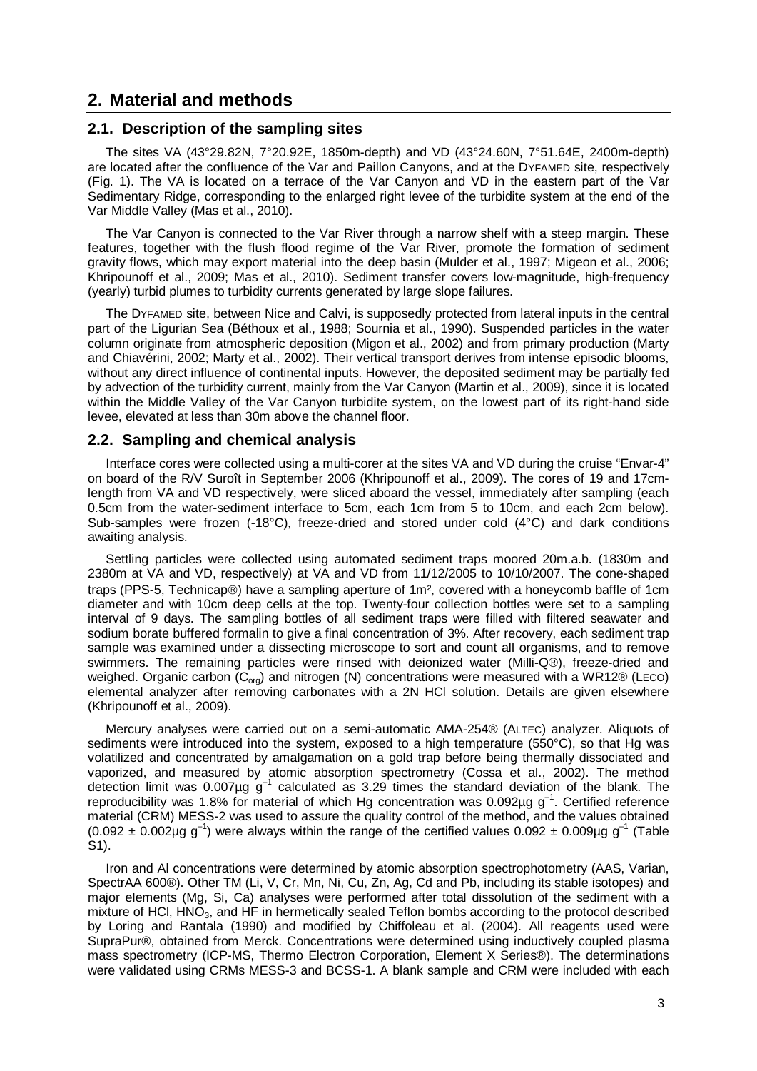## 2. Material and methods

### 2.1. Description of the sampling sites

The sites VA (43°29.82N, 7°20.92E, 1850m-depth) and VD (43°24.60N, 7°51.64E, 2400m-depth) are located after the confluence of the Var and Paillon Canyons, and at the DYFAMED site, respectively (Fig. 1). The VA is located on a terrace of the Var Canyon and VD in the eastern part of the Var Sedimentary Ridge, corresponding to the enlarged right levee of the turbidite system at the end of the Var Middle Valley (Mas et al., 2010).

The Var Canyon is connected to the Var River through a narrow shelf with a steep margin. These features, together with the flush flood regime of the Var River, promote the formation of sediment gravity flows, which may export material into the deep basin (Mulder et al., 1997; Migeon et al., 2006; Khripounoff et al., 2009; Mas et al., 2010). Sediment transfer covers low-magnitude, high-frequency (yearly) turbid plumes to turbidity currents generated by large slope failures.

The DYFAMED site, between Nice and Calvi, is supposedly protected from lateral inputs in the central part of the Ligurian Sea (Béthoux et al., 1988; Sournia et al., 1990). Suspended particles in the water column originate from atmospheric deposition (Migon et al., 2002) and from primary production (Marty and Chiavérini, 2002; Marty et al., 2002). Their vertical transport derives from intense episodic blooms, without any direct influence of continental inputs. However, the deposited sediment may be partially fed by advection of the turbidity current, mainly from the Var Canyon (Martin et al., 2009), since it is located within the Middle Valley of the Var Canyon turbidite system, on the lowest part of its right-hand side levee, elevated at less than 30m above the channel floor.

### 2.2. Sampling and chemical analysis

Interface cores were collected using a multi-corer at the sites VA and VD during the cruise "Envar-4" on board of the R/V Suroît in September 2006 (Khripounoff et al., 2009). The cores of 19 and 17cm-length from VA and VD respectively, were sliced aboard the vessel, immediately after sampling (each 0.5cm from the water-sediment interface to 5cm, each 1cm from 5 to 10cm, and each 2cm below). Sub-samples were frozen (-18°C), freeze-dried and stored under cold (4°C) and dark conditions awaiting analysis.

Settling particles were collected using automated sediment traps moored 20m.a.b. (1830m and 2380m at VA and VD, respectively) at VA and VD from 11/12/2005 to 10/10/2007. The cone-shaped traps (PPS-5, Technicap®) have a sampling aperture of 1m², covered with a honeycomb baffle of 1cm diameter and with 10cm deep cells at the top. Twenty-four collection bottles were set to a sampling interval of 9 days. The sampling bottles of all sediment traps were filled with filtered seawater and sodium borate buffered formalin to give a final concentration of 3%. After recovery, each sediment trap sample was examined under a dissecting microscope to sort and count all organisms, and to remove swimmers. The remaining particles were rinsed with deionized water (Milli-Q®), freeze-dried and weighed. Organic carbon ($C_{org}$) and nitrogen (N) concentrations were measured with a WR12® (LECO) elemental analyzer after removing carbonates with a 2N HCl solution. Details are given elsewhere (Khripounoff et al., 2009).

Mercury analyses were carried out on a semi-automatic AMA-254® (ALTEC) analyzer. Aliquots of sediments were introduced into the system, exposed to a high temperature (550°C), so that Hg was volatilized and concentrated by amalgamation on a gold trap before being thermally dissociated and vaporized, and measured by atomic absorption spectrometry (Cossa et al., 2002). The method detection limit was 0.007µg $g^{-1}$ calculated as 3.29 times the standard deviation of the blank. The reproducibility was 1.8% for material of which Hg concentration was 0.092µg $g^{-1}$. Certified reference material (CRM) MESS-2 was used to assure the quality control of the method, and the values obtained (0.092 ± 0.002µg $g^{-1}$) were always within the range of the certified values 0.092 ± 0.009µg $g^{-1}$ (Table S1).

Iron and Al concentrations were determined by atomic absorption spectrophotometry (AAS, Varian, SpectrAA 600®). Other TM (Li, V, Cr, Mn, Ni, Cu, Zn, Ag, Cd and Pb, including its stable isotopes) and major elements (Mg, Si, Ca) analyses were performed after total dissolution of the sediment with a mixture of HCl, $HNO_3$, and HF in hermetically sealed Teflon bombs according to the protocol described by Loring and Rantala (1990) and modified by Chiffoleau et al. (2004). All reagents used were SupraPur®, obtained from Merck. Concentrations were determined using inductively coupled plasma mass spectrometry (ICP-MS, Thermo Electron Corporation, Element X Series®). The determinations were validated using CRMs MESS-3 and BCSS-1. A blank sample and CRM were included with each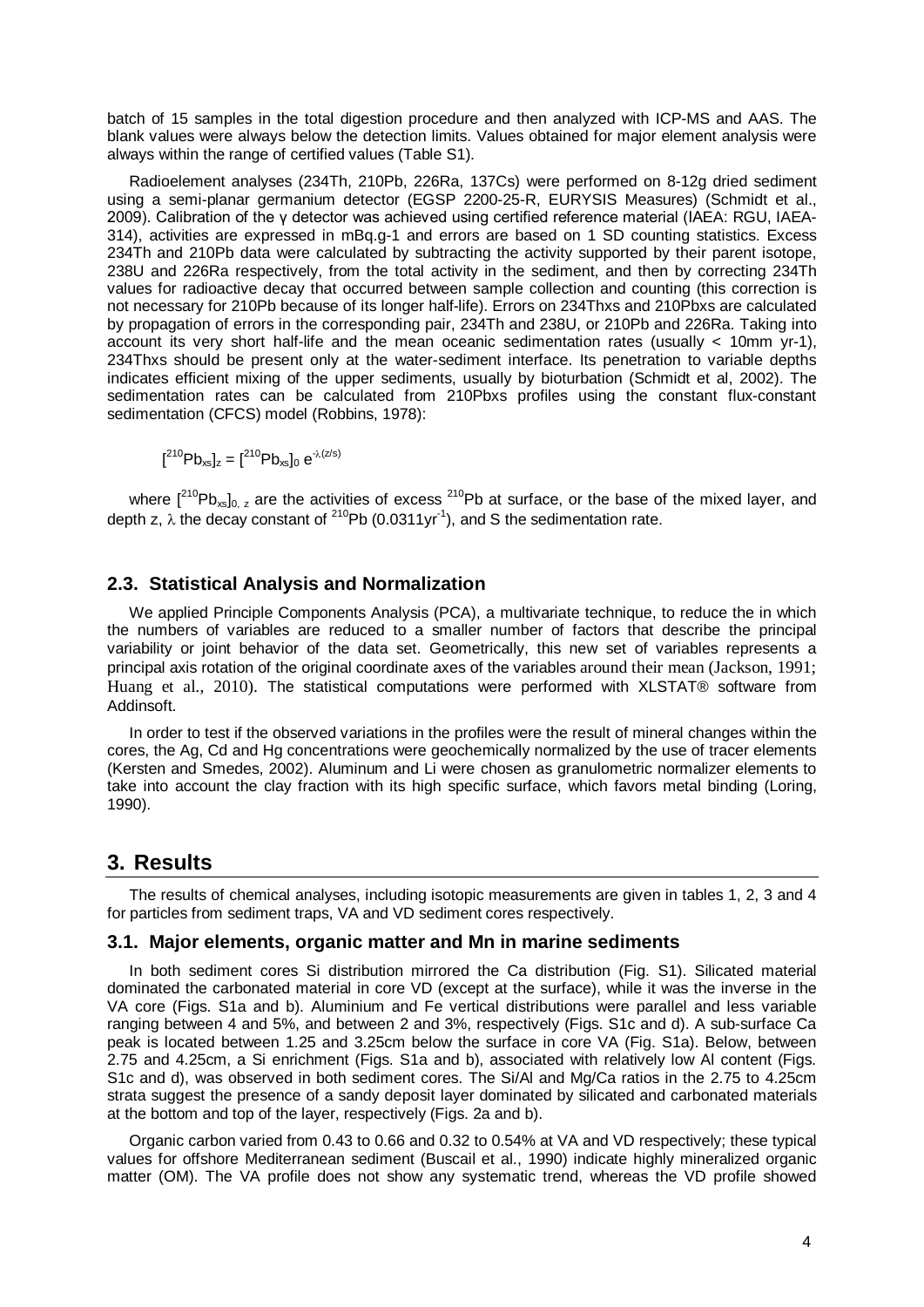batch of 15 samples in the total digestion procedure and then analyzed with ICP-MS and AAS. The blank values were always below the detection limits. Values obtained for major element analysis were always within the range of certified values (Table S1).

Radioelement analyses (234Th, 210Pb, 226Ra, 137Cs) were performed on 8-12g dried sediment using a semi-planar germanium detector (EGSP 2200-25-R, EURYSIS Measures) (Schmidt et al., 2009). Calibration of the γ detector was achieved using certified reference material (IAEA: RGU, IAEA-314), activities are expressed in mBq.g-1 and errors are based on 1 SD counting statistics. Excess 234Th and 210Pb data were calculated by subtracting the activity supported by their parent isotope, 238U and 226Ra respectively, from the total activity in the sediment, and then by correcting 234Th values for radioactive decay that occurred between sample collection and counting (this correction is not necessary for 210Pb because of its longer half-life). Errors on 234Thxs and 210Pbxs are calculated by propagation of errors in the corresponding pair, 234Th and 238U, or 210Pb and 226Ra. Taking into account its very short half-life and the mean oceanic sedimentation rates (usually < 10mm yr-1), 234Thxs should be present only at the water-sediment interface. Its penetration to variable depths indicates efficient mixing of the upper sediments, usually by bioturbation (Schmidt et al, 2002). The sedimentation rates can be calculated from 210Pbxs profiles using the constant flux-constant sedimentation (CFCS) model (Robbins, 1978):

$$[^{210}Pb_{xs}]_z = [^{210}Pb_{xs}]_0 \, e^{-\lambda(z/s)}$$

where $[^{210}Pb_{xs}]_{0,\,z}$ are the activities of excess $^{210}Pb$ at surface, or the base of the mixed layer, and depth z, $\lambda$ the decay constant of $^{210}Pb$ ($0.0311 yr^{-1}$), and S the sedimentation rate.

## 2.3. Statistical Analysis and Normalization

We applied Principle Components Analysis (PCA), a multivariate technique, to reduce the in which the numbers of variables are reduced to a smaller number of factors that describe the principal variability or joint behavior of the data set. Geometrically, this new set of variables represents a principal axis rotation of the original coordinate axes of the variables around their mean (Jackson, 1991; Huang et al., 2010). The statistical computations were performed with XLSTAT® software from Addinsoft.

In order to test if the observed variations in the profiles were the result of mineral changes within the cores, the Ag, Cd and Hg concentrations were geochemically normalized by the use of tracer elements (Kersten and Smedes, 2002). Aluminum and Li were chosen as granulometric normalizer elements to take into account the clay fraction with its high specific surface, which favors metal binding (Loring, 1990).

# 3. Results

The results of chemical analyses, including isotopic measurements are given in tables 1, 2, 3 and 4 for particles from sediment traps, VA and VD sediment cores respectively.

## 3.1. Major elements, organic matter and Mn in marine sediments

In both sediment cores Si distribution mirrored the Ca distribution (Fig. S1). Silicated material dominated the carbonated material in core VD (except at the surface), while it was the inverse in the VA core (Figs. S1a and b). Aluminium and Fe vertical distributions were parallel and less variable ranging between 4 and 5%, and between 2 and 3%, respectively (Figs. S1c and d). A sub-surface Ca peak is located between 1.25 and 3.25cm below the surface in core VA (Fig. S1a). Below, between 2.75 and 4.25cm, a Si enrichment (Figs. S1a and b), associated with relatively low Al content (Figs. S1c and d), was observed in both sediment cores. The Si/Al and Mg/Ca ratios in the 2.75 to 4.25cm strata suggest the presence of a sandy deposit layer dominated by silicated and carbonated materials at the bottom and top of the layer, respectively (Figs. 2a and b).

Organic carbon varied from 0.43 to 0.66 and 0.32 to 0.54% at VA and VD respectively; these typical values for offshore Mediterranean sediment (Buscail et al., 1990) indicate highly mineralized organic matter (OM). The VA profile does not show any systematic trend, whereas the VD profile showed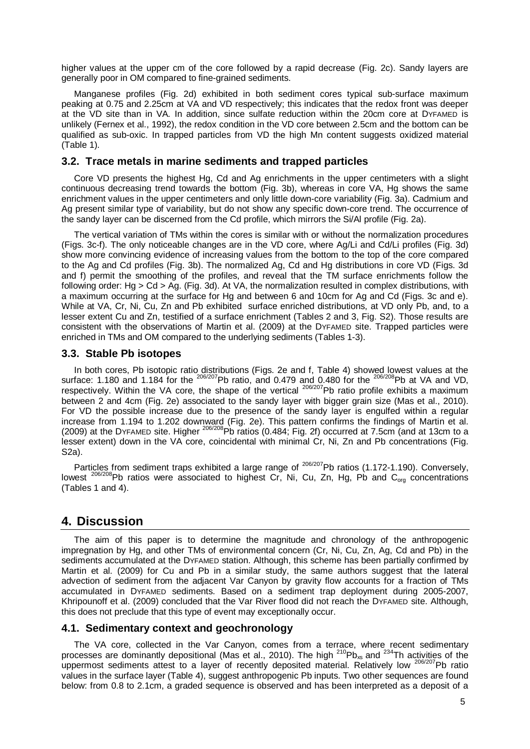higher values at the upper cm of the core followed by a rapid decrease (Fig. 2c). Sandy layers are generally poor in OM compared to fine-grained sediments.

Manganese profiles (Fig. 2d) exhibited in both sediment cores typical sub-surface maximum peaking at 0.75 and 2.25cm at VA and VD respectively; this indicates that the redox front was deeper at the VD site than in VA. In addition, since sulfate reduction within the 20cm core at DYFAMED is unlikely (Fernex et al., 1992), the redox condition in the VD core between 2.5cm and the bottom can be qualified as sub-oxic. In trapped particles from VD the high Mn content suggests oxidized material (Table 1).

## 3.2. Trace metals in marine sediments and trapped particles

Core VD presents the highest Hg, Cd and Ag enrichments in the upper centimeters with a slight continuous decreasing trend towards the bottom (Fig. 3b), whereas in core VA, Hg shows the same enrichment values in the upper centimeters and only little down-core variability (Fig. 3a). Cadmium and Ag present similar type of variability, but do not show any specific down-core trend. The occurrence of the sandy layer can be discerned from the Cd profile, which mirrors the Si/Al profile (Fig. 2a).

The vertical variation of TMs within the cores is similar with or without the normalization procedures (Figs. 3c-f). The only noticeable changes are in the VD core, where Ag/Li and Cd/Li profiles (Fig. 3d) show more convincing evidence of increasing values from the bottom to the top of the core compared to the Ag and Cd profiles (Fig. 3b). The normalized Ag, Cd and Hg distributions in core VD (Figs. 3d and f) permit the smoothing of the profiles, and reveal that the TM surface enrichments follow the following order: Hg > Cd > Ag. (Fig. 3d). At VA, the normalization resulted in complex distributions, with a maximum occurring at the surface for Hg and between 6 and 10cm for Ag and Cd (Figs. 3c and e). While at VA, Cr, Ni, Cu, Zn and Pb exhibited surface enriched distributions, at VD only Pb, and, to a lesser extent Cu and Zn, testified of a surface enrichment (Tables 2 and 3, Fig. S2). Those results are consistent with the observations of Martin et al. (2009) at the DYFAMED site. Trapped particles were enriched in TMs and OM compared to the underlying sediments (Tables 1-3).

## 3.3. Stable Pb isotopes

In both cores, Pb isotopic ratio distributions (Figs. 2e and f, Table 4) showed lowest values at the surface: 1.180 and 1.184 for the $^{206/207}$Pb ratio, and 0.479 and 0.480 for the $^{206/208}$Pb at VA and VD, respectively. Within the VA core, the shape of the vertical $^{206/207}$Pb ratio profile exhibits a maximum between 2 and 4cm (Fig. 2e) associated to the sandy layer with bigger grain size (Mas et al., 2010). For VD the possible increase due to the presence of the sandy layer is engulfed within a regular increase from 1.194 to 1.202 downward (Fig. 2e). This pattern confirms the findings of Martin et al. (2009) at the DYFAMED site. Higher $^{206/208}$Pb ratios (0.484; Fig. 2f) occurred at 7.5cm (and at 13cm to a lesser extent) down in the VA core, coincidental with minimal Cr, Ni, Zn and Pb concentrations (Fig. S2a).

Particles from sediment traps exhibited a large range of $^{206/207}$Pb ratios (1.172-1.190). Conversely, lowest $^{206/208}$Pb ratios were associated to highest Cr, Ni, Cu, Zn, Hg, Pb and $C_{org}$ concentrations (Tables 1 and 4).

# 4. Discussion

The aim of this paper is to determine the magnitude and chronology of the anthropogenic impregnation by Hg, and other TMs of environmental concern (Cr, Ni, Cu, Zn, Ag, Cd and Pb) in the sediments accumulated at the DYFAMED station. Although, this scheme has been partially confirmed by Martin et al. (2009) for Cu and Pb in a similar study, the same authors suggest that the lateral advection of sediment from the adjacent Var Canyon by gravity flow accounts for a fraction of TMs accumulated in DYFAMED sediments. Based on a sediment trap deployment during 2005-2007, Khripounoff et al. (2009) concluded that the Var River flood did not reach the DYFAMED site. Although, this does not preclude that this type of event may exceptionally occur.

## 4.1. Sedimentary context and geochronology

The VA core, collected in the Var Canyon, comes from a terrace, where recent sedimentary processes are dominantly depositional (Mas et al., 2010). The high $^{210}Pb_{xs}$ and $^{234}$Th activities of the uppermost sediments attest to a layer of recently deposited material. Relatively low $^{206/207}$Pb ratio values in the surface layer (Table 4), suggest anthropogenic Pb inputs. Two other sequences are found below: from 0.8 to 2.1cm, a graded sequence is observed and has been interpreted as a deposit of a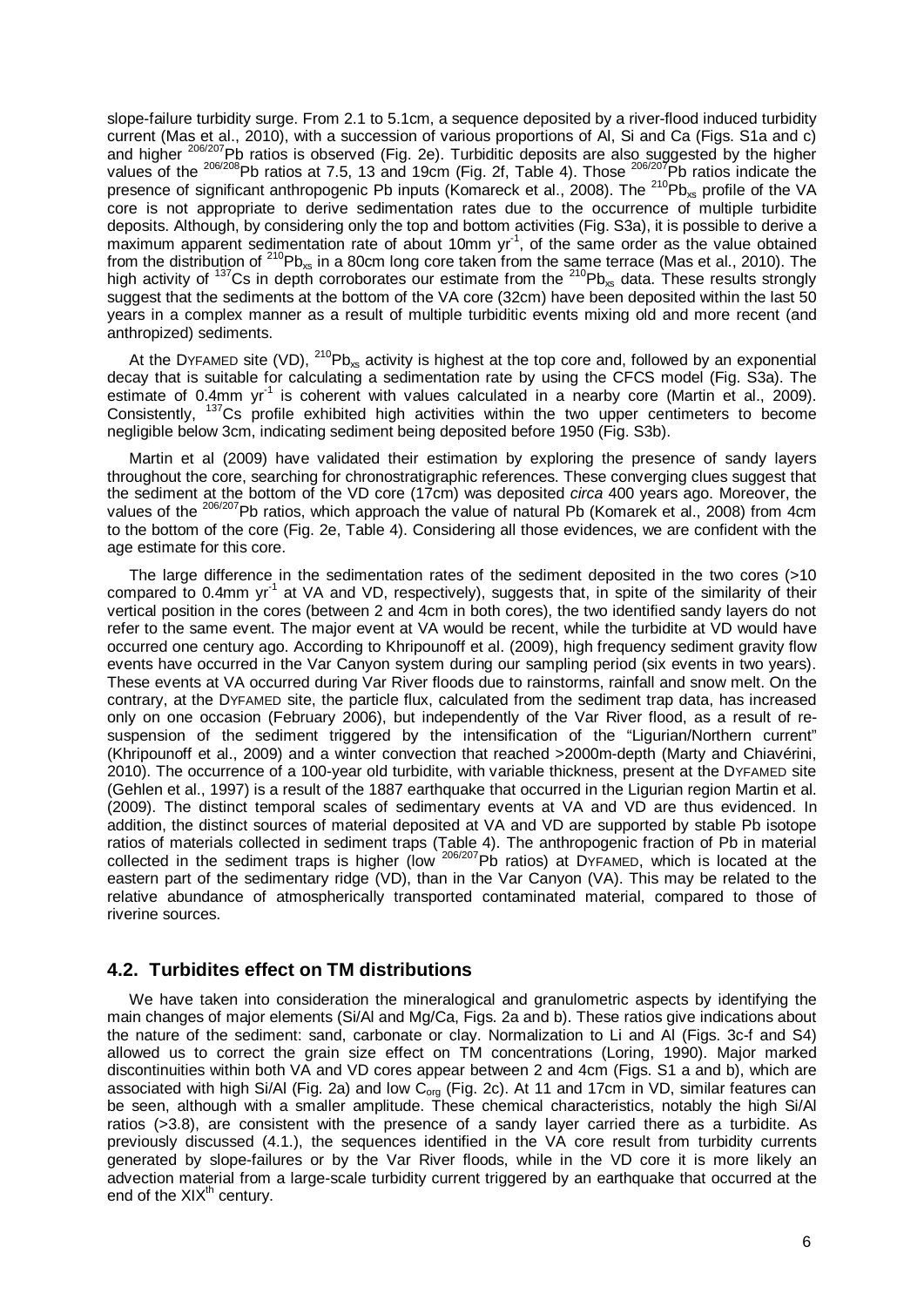slope-failure turbidity surge. From 2.1 to 5.1cm, a sequence deposited by a river-flood induced turbidity current (Mas et al., 2010), with a succession of various proportions of Al, Si and Ca (Figs. S1a and c) and higher $^{206/207}Pb$ ratios is observed (Fig. 2e). Turbiditic deposits are also suggested by the higher values of the $^{206/208}Pb$ ratios at 7.5, 13 and 19cm (Fig. 2f, Table 4). Those $^{206/207}Pb$ ratios indicate the presence of significant anthropogenic Pb inputs (Komareck et al., 2008). The $^{210}Pb_{xs}$ profile of the VA core is not appropriate to derive sedimentation rates due to the occurrence of multiple turbidite deposits. Although, by considering only the top and bottom activities (Fig. S3a), it is possible to derive a maximum apparent sedimentation rate of about 10mm $yr^{-1}$, of the same order as the value obtained from the distribution of $^{210}Pb_{xs}$ in a 80cm long core taken from the same terrace (Mas et al., 2010). The high activity of $^{137}Cs$ in depth corroborates our estimate from the $^{210}Pb_{xs}$ data. These results strongly suggest that the sediments at the bottom of the VA core (32cm) have been deposited within the last 50 years in a complex manner as a result of multiple turbiditic events mixing old and more recent (and anthropized) sediments.

At the DYFAMED site (VD), $^{210}Pb_{xs}$ activity is highest at the top core and, followed by an exponential decay that is suitable for calculating a sedimentation rate by using the CFCS model (Fig. S3a). The estimate of 0.4mm $yr^{-1}$ is coherent with values calculated in a nearby core (Martin et al., 2009). Consistently, $^{137}Cs$ profile exhibited high activities within the two upper centimeters to become negligible below 3cm, indicating sediment being deposited before 1950 (Fig. S3b).

Martin et al (2009) have validated their estimation by exploring the presence of sandy layers throughout the core, searching for chronostratigraphic references. These converging clues suggest that the sediment at the bottom of the VD core (17cm) was deposited *circa* 400 years ago. Moreover, the values of the $^{206/207}Pb$ ratios, which approach the value of natural Pb (Komarek et al., 2008) from 4cm to the bottom of the core (Fig. 2e, Table 4). Considering all those evidences, we are confident with the age estimate for this core.

The large difference in the sedimentation rates of the sediment deposited in the two cores (>10 compared to 0.4mm $yr^{-1}$ at VA and VD, respectively), suggests that, in spite of the similarity of their vertical position in the cores (between 2 and 4cm in both cores), the two identified sandy layers do not refer to the same event. The major event at VA would be recent, while the turbidite at VD would have occurred one century ago. According to Khripounoff et al. (2009), high frequency sediment gravity flow events have occurred in the Var Canyon system during our sampling period (six events in two years). These events at VA occurred during Var River floods due to rainstorms, rainfall and snow melt. On the contrary, at the DYFAMED site, the particle flux, calculated from the sediment trap data, has increased only on one occasion (February 2006), but independently of the Var River flood, as a result of re-suspension of the sediment triggered by the intensification of the "Ligurian/Northern current" (Khripounoff et al., 2009) and a winter convection that reached >2000m-depth (Marty and Chiavérini, 2010). The occurrence of a 100-year old turbidite, with variable thickness, present at the DYFAMED site (Gehlen et al., 1997) is a result of the 1887 earthquake that occurred in the Ligurian region Martin et al. (2009). The distinct temporal scales of sedimentary events at VA and VD are thus evidenced. In addition, the distinct sources of material deposited at VA and VD are supported by stable Pb isotope ratios of materials collected in sediment traps (Table 4). The anthropogenic fraction of Pb in material collected in the sediment traps is higher (low $^{206/207}Pb$ ratios) at DYFAMED, which is located at the eastern part of the sedimentary ridge (VD), than in the Var Canyon (VA). This may be related to the relative abundance of atmospherically transported contaminated material, compared to those of riverine sources.

## 4.2. Turbidites effect on TM distributions

We have taken into consideration the mineralogical and granulometric aspects by identifying the main changes of major elements (Si/Al and Mg/Ca, Figs. 2a and b). These ratios give indications about the nature of the sediment: sand, carbonate or clay. Normalization to Li and Al (Figs. 3c-f and S4) allowed us to correct the grain size effect on TM concentrations (Loring, 1990). Major marked discontinuities within both VA and VD cores appear between 2 and 4cm (Figs. S1 a and b), which are associated with high Si/Al (Fig. 2a) and low $C_{org}$ (Fig. 2c). At 11 and 17cm in VD, similar features can be seen, although with a smaller amplitude. These chemical characteristics, notably the high Si/Al ratios (>3.8), are consistent with the presence of a sandy layer carried there as a turbidite. As previously discussed (4.1.), the sequences identified in the VA core result from turbidity currents generated by slope-failures or by the Var River floods, while in the VD core it is more likely an advection material from a large-scale turbidity current triggered by an earthquake that occurred at the end of the XIX$^{th}$ century.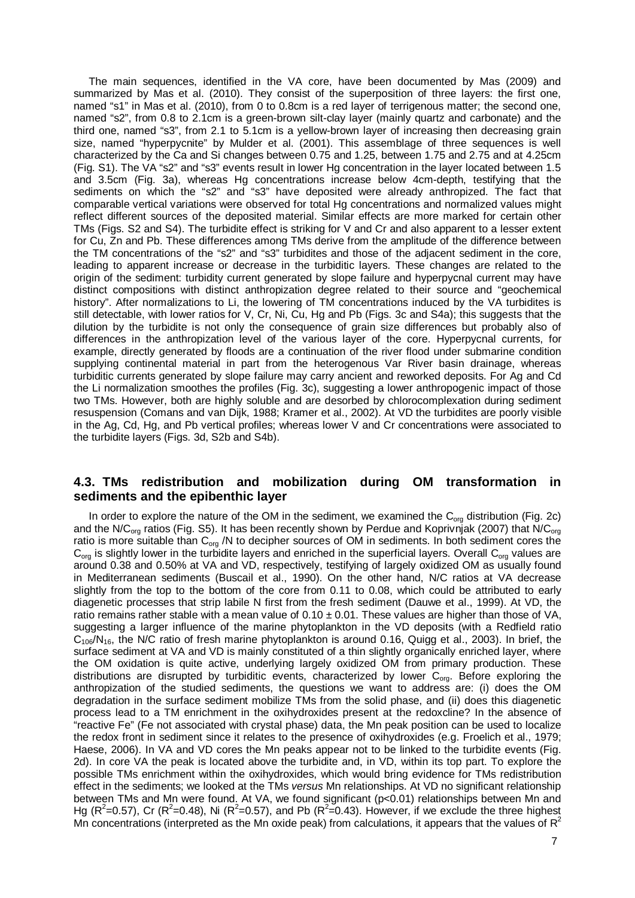The main sequences, identified in the VA core, have been documented by Mas (2009) and summarized by Mas et al. (2010). They consist of the superposition of three layers: the first one, named "s1" in Mas et al. (2010), from 0 to 0.8cm is a red layer of terrigenous matter; the second one, named "s2", from 0.8 to 2.1cm is a green-brown silt-clay layer (mainly quartz and carbonate) and the third one, named "s3", from 2.1 to 5.1cm is a yellow-brown layer of increasing then decreasing grain size, named "hyperpycnite" by Mulder et al. (2001). This assemblage of three sequences is well characterized by the Ca and Si changes between 0.75 and 1.25, between 1.75 and 2.75 and at 4.25cm (Fig. S1). The VA "s2" and "s3" events result in lower Hg concentration in the layer located between 1.5 and 3.5cm (Fig. 3a), whereas Hg concentrations increase below 4cm-depth, testifying that the sediments on which the "s2" and "s3" have deposited were already anthropized. The fact that comparable vertical variations were observed for total Hg concentrations and normalized values might reflect different sources of the deposited material. Similar effects are more marked for certain other TMs (Figs. S2 and S4). The turbidite effect is striking for V and Cr and also apparent to a lesser extent for Cu, Zn and Pb. These differences among TMs derive from the amplitude of the difference between the TM concentrations of the "s2" and "s3" turbidites and those of the adjacent sediment in the core, leading to apparent increase or decrease in the turbiditic layers. These changes are related to the origin of the sediment: turbidity current generated by slope failure and hyperpycnal current may have distinct compositions with distinct anthropization degree related to their source and "geochemical history". After normalizations to Li, the lowering of TM concentrations induced by the VA turbidites is still detectable, with lower ratios for V, Cr, Ni, Cu, Hg and Pb (Figs. 3c and S4a); this suggests that the dilution by the turbidite is not only the consequence of grain size differences but probably also of differences in the anthropization level of the various layer of the core. Hyperpycnal currents, for example, directly generated by floods are a continuation of the river flood under submarine condition supplying continental material in part from the heterogenous Var River basin drainage, whereas turbiditic currents generated by slope failure may carry ancient and reworked deposits. For Ag and Cd the Li normalization smoothes the profiles (Fig. 3c), suggesting a lower anthropogenic impact of those two TMs. However, both are highly soluble and are desorbed by chlorocomplexation during sediment resuspension (Comans and van Dijk, 1988; Kramer et al., 2002). At VD the turbidites are poorly visible in the Ag, Cd, Hg, and Pb vertical profiles; whereas lower V and Cr concentrations were associated to the turbidite layers (Figs. 3d, S2b and S4b).

## 4.3. TMs redistribution and mobilization during OM transformation in sediments and the epibenthic layer

In order to explore the nature of the OM in the sediment, we examined the $C_{org}$ distribution (Fig. 2c) and the $N/C_{org}$ ratios (Fig. S5). It has been recently shown by Perdue and Koprivnjak (2007) that $N/C_{org}$ ratio is more suitable than $C_{org}$ /N to decipher sources of OM in sediments. In both sediment cores the $C_{org}$ is slightly lower in the turbidite layers and enriched in the superficial layers. Overall $C_{org}$ values are around 0.38 and 0.50% at VA and VD, respectively, testifying of largely oxidized OM as usually found in Mediterranean sediments (Buscail et al., 1990). On the other hand, N/C ratios at VA decrease slightly from the top to the bottom of the core from 0.11 to 0.08, which could be attributed to early diagenetic processes that strip labile N first from the fresh sediment (Dauwe et al., 1999). At VD, the ratio remains rather stable with a mean value of $0.10 \pm 0.01$. These values are higher than those of VA, suggesting a larger influence of the marine phytoplankton in the VD deposits (with a Redfield ratio $C_{106}/N_{16}$, the N/C ratio of fresh marine phytoplankton is around 0.16, Quigg et al., 2003). In brief, the surface sediment at VA and VD is mainly constituted of a thin slightly organically enriched layer, where the OM oxidation is quite active, underlying largely oxidized OM from primary production. These distributions are disrupted by turbiditic events, characterized by lower $C_{org}$. Before exploring the anthropization of the studied sediments, the questions we want to address are: (i) does the OM degradation in the surface sediment mobilize TMs from the solid phase, and (ii) does this diagenetic process lead to a TM enrichment in the oxihydroxides present at the redoxcline? In the absence of "reactive Fe" (Fe not associated with crystal phase) data, the Mn peak position can be used to localize the redox front in sediment since it relates to the presence of oxihydroxides (e.g. Froelich et al., 1979; Haese, 2006). In VA and VD cores the Mn peaks appear not to be linked to the turbidite events (Fig. 2d). In core VA the peak is located above the turbidite and, in VD, within its top part. To explore the possible TMs enrichment within the oxihydroxides, which would bring evidence for TMs redistribution effect in the sediments; we looked at the TMs *versus* Mn relationships. At VD no significant relationship between TMs and Mn were found. At VA, we found significant ($p<0.01$) relationships between Mn and Hg ($R^2=0.57$), Cr ($R^2=0.48$), Ni ($R^2=0.57$), and Pb ($R^2=0.43$). However, if we exclude the three highest Mn concentrations (interpreted as the Mn oxide peak) from calculations, it appears that the values of $R^2$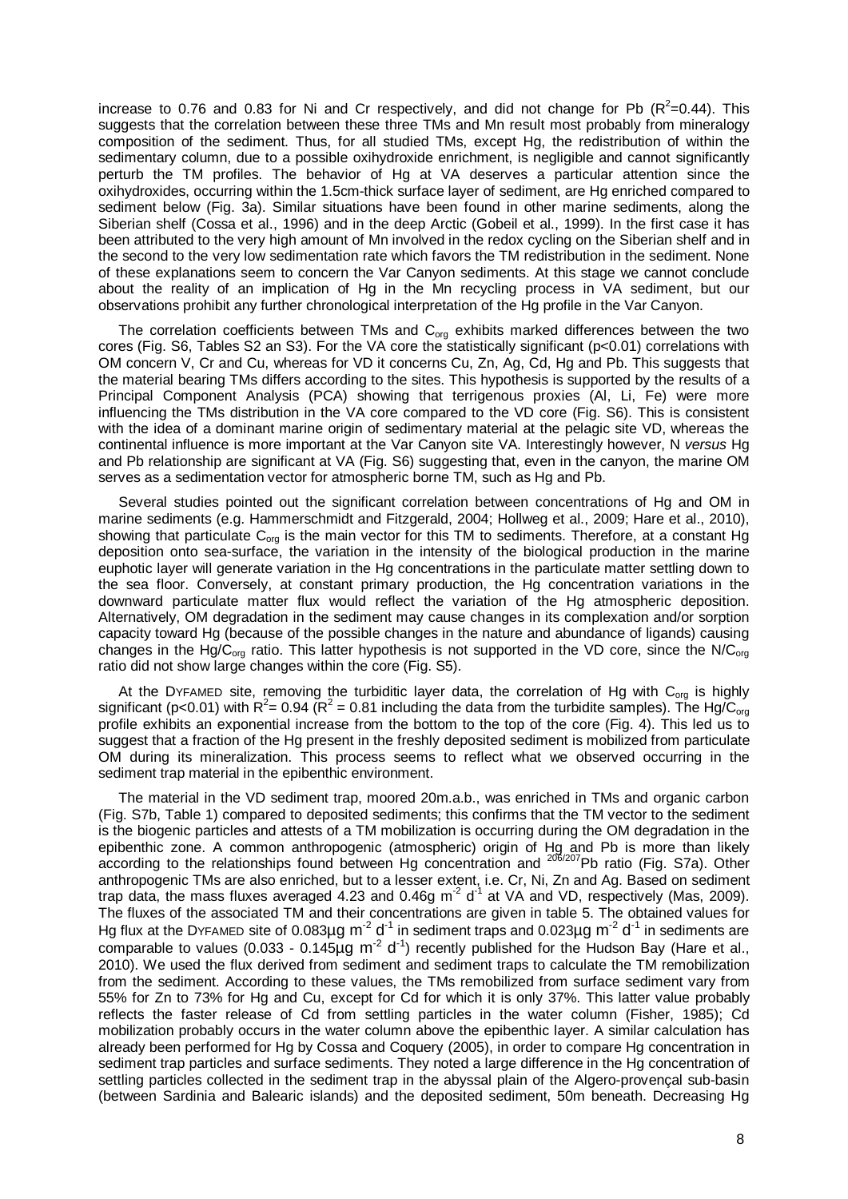increase to 0.76 and 0.83 for Ni and Cr respectively, and did not change for Pb ($R^2$=0.44). This suggests that the correlation between these three TMs and Mn result most probably from mineralogy composition of the sediment. Thus, for all studied TMs, except Hg, the redistribution of within the sedimentary column, due to a possible oxihydroxide enrichment, is negligible and cannot significantly perturb the TM profiles. The behavior of Hg at VA deserves a particular attention since the oxihydroxides, occurring within the 1.5cm-thick surface layer of sediment, are Hg enriched compared to sediment below (Fig. 3a). Similar situations have been found in other marine sediments, along the Siberian shelf (Cossa et al., 1996) and in the deep Arctic (Gobeil et al., 1999). In the first case it has been attributed to the very high amount of Mn involved in the redox cycling on the Siberian shelf and in the second to the very low sedimentation rate which favors the TM redistribution in the sediment. None of these explanations seem to concern the Var Canyon sediments. At this stage we cannot conclude about the reality of an implication of Hg in the Mn recycling process in VA sediment, but our observations prohibit any further chronological interpretation of the Hg profile in the Var Canyon.

The correlation coefficients between TMs and $C_{org}$ exhibits marked differences between the two cores (Fig. S6, Tables S2 an S3). For the VA core the statistically significant (p<0.01) correlations with OM concern V, Cr and Cu, whereas for VD it concerns Cu, Zn, Ag, Cd, Hg and Pb. This suggests that the material bearing TMs differs according to the sites. This hypothesis is supported by the results of a Principal Component Analysis (PCA) showing that terrigenous proxies (Al, Li, Fe) were more influencing the TMs distribution in the VA core compared to the VD core (Fig. S6). This is consistent with the idea of a dominant marine origin of sedimentary material at the pelagic site VD, whereas the continental influence is more important at the Var Canyon site VA. Interestingly however, N *versus* Hg and Pb relationship are significant at VA (Fig. S6) suggesting that, even in the canyon, the marine OM serves as a sedimentation vector for atmospheric borne TM, such as Hg and Pb.

Several studies pointed out the significant correlation between concentrations of Hg and OM in marine sediments (e.g. Hammerschmidt and Fitzgerald, 2004; Hollweg et al., 2009; Hare et al., 2010), showing that particulate $C_{org}$ is the main vector for this TM to sediments. Therefore, at a constant Hg deposition onto sea-surface, the variation in the intensity of the biological production in the marine euphotic layer will generate variation in the Hg concentrations in the particulate matter settling down to the sea floor. Conversely, at constant primary production, the Hg concentration variations in the downward particulate matter flux would reflect the variation of the Hg atmospheric deposition. Alternatively, OM degradation in the sediment may cause changes in its complexation and/or sorption capacity toward Hg (because of the possible changes in the nature and abundance of ligands) causing changes in the Hg/$C_{org}$ ratio. This latter hypothesis is not supported in the VD core, since the N/$C_{org}$ ratio did not show large changes within the core (Fig. S5).

At the DYFAMED site, removing the turbiditic layer data, the correlation of Hg with $C_{org}$ is highly significant (p<0.01) with $R^2$= 0.94 ($R^2$ = 0.81 including the data from the turbidite samples). The Hg/$C_{org}$ profile exhibits an exponential increase from the bottom to the top of the core (Fig. 4). This led us to suggest that a fraction of the Hg present in the freshly deposited sediment is mobilized from particulate OM during its mineralization. This process seems to reflect what we observed occurring in the sediment trap material in the epibenthic environment.

The material in the VD sediment trap, moored 20m.a.b., was enriched in TMs and organic carbon (Fig. S7b, Table 1) compared to deposited sediments; this confirms that the TM vector to the sediment is the biogenic particles and attests of a TM mobilization is occurring during the OM degradation in the epibenthic zone. A common anthropogenic (atmospheric) origin of Hg and Pb is more than likely according to the relationships found between Hg concentration and $^{206/207}$Pb ratio (Fig. S7a). Other anthropogenic TMs are also enriched, but to a lesser extent, i.e. Cr, Ni, Zn and Ag. Based on sediment trap data, the mass fluxes averaged 4.23 and 0.46g $m^{-2}$ $d^{-1}$ at VA and VD, respectively (Mas, 2009). The fluxes of the associated TM and their concentrations are given in table 5. The obtained values for Hg flux at the DYFAMED site of 0.083µg $m^{-2}$ $d^{-1}$ in sediment traps and 0.023µg $m^{-2}$ $d^{-1}$ in sediments are comparable to values (0.033 - 0.145µg $m^{-2}$ $d^{-1}$) recently published for the Hudson Bay (Hare et al., 2010). We used the flux derived from sediment and sediment traps to calculate the TM remobilization from the sediment. According to these values, the TMs remobilized from surface sediment vary from 55% for Zn to 73% for Hg and Cu, except for Cd for which it is only 37%. This latter value probably reflects the faster release of Cd from settling particles in the water column (Fisher, 1985); Cd mobilization probably occurs in the water column above the epibenthic layer. A similar calculation has already been performed for Hg by Cossa and Coquery (2005), in order to compare Hg concentration in sediment trap particles and surface sediments. They noted a large difference in the Hg concentration of settling particles collected in the sediment trap in the abyssal plain of the Algero-provençal sub-basin (between Sardinia and Balearic islands) and the deposited sediment, 50m beneath. Decreasing Hg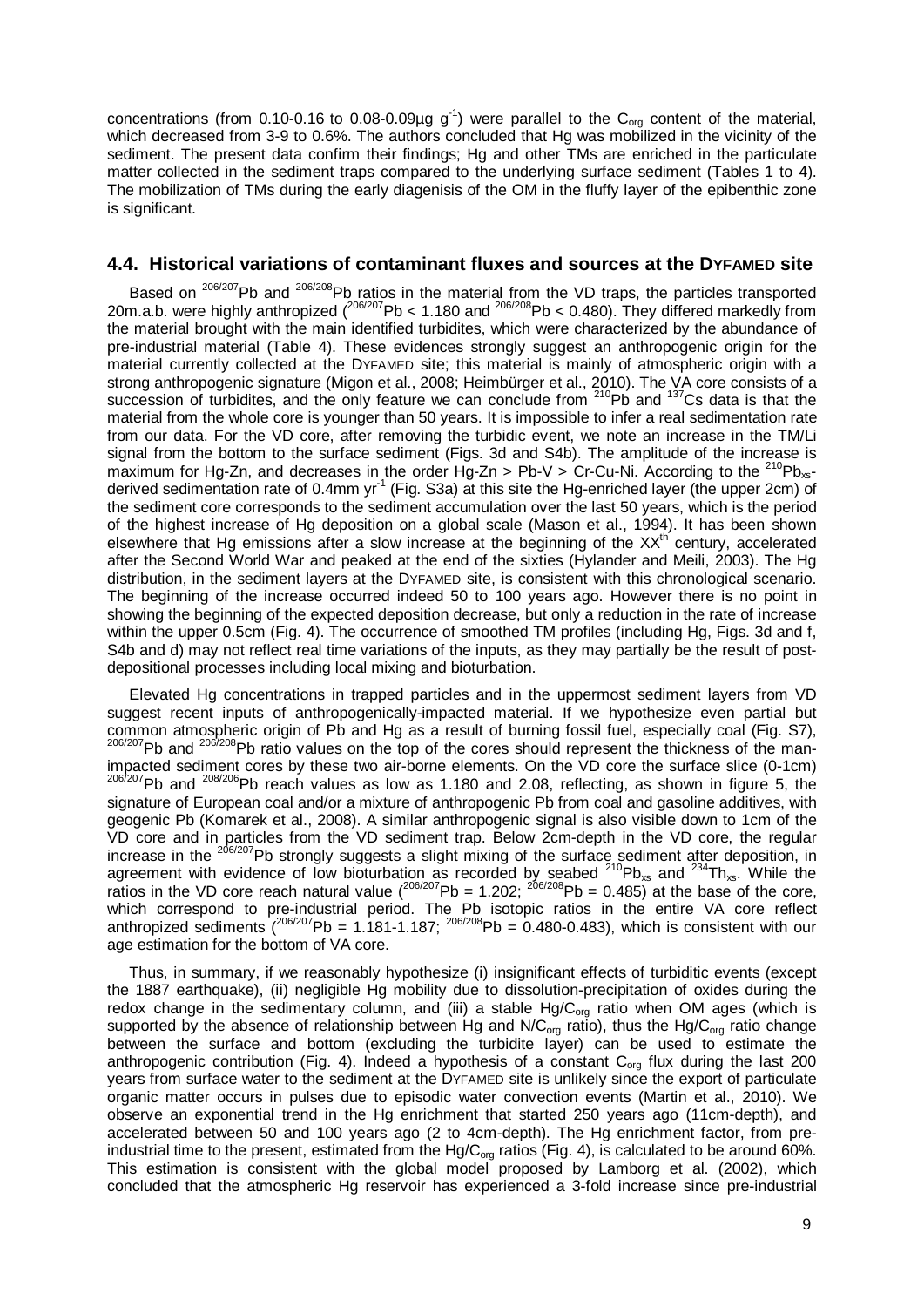concentrations (from 0.10-0.16 to 0.08-0.09µg $g^{-1}$) were parallel to the $C_{org}$ content of the material, which decreased from 3-9 to 0.6%. The authors concluded that Hg was mobilized in the vicinity of the sediment. The present data confirm their findings; Hg and other TMs are enriched in the particulate matter collected in the sediment traps compared to the underlying surface sediment (Tables 1 to 4). The mobilization of TMs during the early diagenisis of the OM in the fluffy layer of the epibenthic zone is significant.

## 4.4. Historical variations of contaminant fluxes and sources at the DYFAMED site

Based on $^{206/207}$Pb and $^{206/208}$Pb ratios in the material from the VD traps, the particles transported 20m.a.b. were highly anthropized ($^{206/207}$Pb < 1.180 and $^{206/208}$Pb < 0.480). They differed markedly from the material brought with the main identified turbidites, which were characterized by the abundance of pre-industrial material (Table 4). These evidences strongly suggest an anthropogenic origin for the material currently collected at the DYFAMED site; this material is mainly of atmospheric origin with a strong anthropogenic signature (Migon et al., 2008; Heimbürger et al., 2010). The VA core consists of a succession of turbidites, and the only feature we can conclude from $^{210}$Pb and $^{137}$Cs data is that the material from the whole core is younger than 50 years. It is impossible to infer a real sedimentation rate from our data. For the VD core, after removing the turbidic event, we note an increase in the TM/Li signal from the bottom to the surface sediment (Figs. 3d and S4b). The amplitude of the increase is maximum for Hg-Zn, and decreases in the order Hg-Zn > Pb-V > Cr-Cu-Ni. According to the $^{210}Pb_{xs}$-derived sedimentation rate of 0.4mm $yr^{-1}$ (Fig. S3a) at this site the Hg-enriched layer (the upper 2cm) of the sediment core corresponds to the sediment accumulation over the last 50 years, which is the period of the highest increase of Hg deposition on a global scale (Mason et al., 1994). It has been shown elsewhere that Hg emissions after a slow increase at the beginning of the XX$^{th}$ century, accelerated after the Second World War and peaked at the end of the sixties (Hylander and Meili, 2003). The Hg distribution, in the sediment layers at the DYFAMED site, is consistent with this chronological scenario. The beginning of the increase occurred indeed 50 to 100 years ago. However there is no point in showing the beginning of the expected deposition decrease, but only a reduction in the rate of increase within the upper 0.5cm (Fig. 4). The occurrence of smoothed TM profiles (including Hg, Figs. 3d and f, S4b and d) may not reflect real time variations of the inputs, as they may partially be the result of post-depositional processes including local mixing and bioturbation.

Elevated Hg concentrations in trapped particles and in the uppermost sediment layers from VD suggest recent inputs of anthropogenically-impacted material. If we hypothesize even partial but common atmospheric origin of Pb and Hg as a result of burning fossil fuel, especially coal (Fig. S7), $^{206/207}$Pb and $^{206/208}$Pb ratio values on the top of the cores should represent the thickness of the man-impacted sediment cores by these two air-borne elements. On the VD core the surface slice (0-1cm) $^{206/207}$Pb and $^{208/206}$Pb reach values as low as 1.180 and 2.08, reflecting, as shown in figure 5, the signature of European coal and/or a mixture of anthropogenic Pb from coal and gasoline additives, with geogenic Pb (Komarek et al., 2008). A similar anthropogenic signal is also visible down to 1cm of the VD core and in particles from the VD sediment trap. Below 2cm-depth in the VD core, the regular increase in the $^{206/207}$Pb strongly suggests a slight mixing of the surface sediment after deposition, in agreement with evidence of low bioturbation as recorded by seabed $^{210}Pb_{xs}$ and $^{234}Th_{xs}$. While the ratios in the VD core reach natural value ($^{206/207}$Pb = 1.202; $^{206/208}$Pb = 0.485) at the base of the core, which correspond to pre-industrial period. The Pb isotopic ratios in the entire VA core reflect anthropized sediments ($^{206/207}$Pb = 1.181-1.187; $^{206/208}$Pb = 0.480-0.483), which is consistent with our age estimation for the bottom of VA core.

Thus, in summary, if we reasonably hypothesize (i) insignificant effects of turbiditic events (except the 1887 earthquake), (ii) negligible Hg mobility due to dissolution-precipitation of oxides during the redox change in the sedimentary column, and (iii) a stable Hg/$C_{org}$ ratio when OM ages (which is supported by the absence of relationship between Hg and N/$C_{org}$ ratio), thus the Hg/$C_{org}$ ratio change between the surface and bottom (excluding the turbidite layer) can be used to estimate the anthropogenic contribution (Fig. 4). Indeed a hypothesis of a constant $C_{org}$ flux during the last 200 years from surface water to the sediment at the DYFAMED site is unlikely since the export of particulate organic matter occurs in pulses due to episodic water convection events (Martin et al., 2010). We observe an exponential trend in the Hg enrichment that started 250 years ago (11cm-depth), and accelerated between 50 and 100 years ago (2 to 4cm-depth). The Hg enrichment factor, from pre-industrial time to the present, estimated from the Hg/$C_{org}$ ratios (Fig. 4), is calculated to be around 60%. This estimation is consistent with the global model proposed by Lamborg et al. (2002), which concluded that the atmospheric Hg reservoir has experienced a 3-fold increase since pre-industrial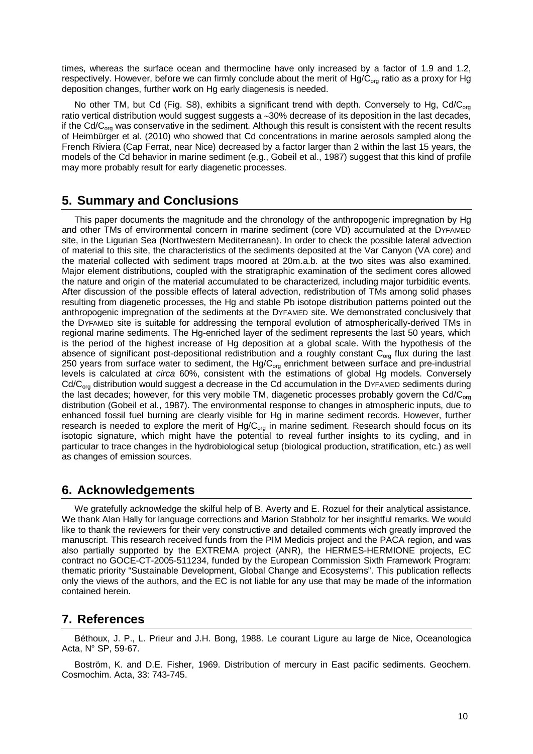times, whereas the surface ocean and thermocline have only increased by a factor of 1.9 and 1.2, respectively. However, before we can firmly conclude about the merit of $Hg/C_{org}$ ratio as a proxy for Hg deposition changes, further work on Hg early diagenesis is needed.

No other TM, but Cd (Fig. S8), exhibits a significant trend with depth. Conversely to Hg, $Cd/C_{org}$ ratio vertical distribution would suggest suggests a ~30% decrease of its deposition in the last decades, if the $Cd/C_{org}$ was conservative in the sediment. Although this result is consistent with the recent results of Heimbürger et al. (2010) who showed that Cd concentrations in marine aerosols sampled along the French Riviera (Cap Ferrat, near Nice) decreased by a factor larger than 2 within the last 15 years, the models of the Cd behavior in marine sediment (e.g., Gobeil et al., 1987) suggest that this kind of profile may more probably result for early diagenetic processes.

## 5. Summary and Conclusions

This paper documents the magnitude and the chronology of the anthropogenic impregnation by Hg and other TMs of environmental concern in marine sediment (core VD) accumulated at the DYFAMED site, in the Ligurian Sea (Northwestern Mediterranean). In order to check the possible lateral advection of material to this site, the characteristics of the sediments deposited at the Var Canyon (VA core) and the material collected with sediment traps moored at 20m.a.b. at the two sites was also examined. Major element distributions, coupled with the stratigraphic examination of the sediment cores allowed the nature and origin of the material accumulated to be characterized, including major turbiditic events. After discussion of the possible effects of lateral advection, redistribution of TMs among solid phases resulting from diagenetic processes, the Hg and stable Pb isotope distribution patterns pointed out the anthropogenic impregnation of the sediments at the DYFAMED site. We demonstrated conclusively that the DYFAMED site is suitable for addressing the temporal evolution of atmospherically-derived TMs in regional marine sediments. The Hg-enriched layer of the sediment represents the last 50 years, which is the period of the highest increase of Hg deposition at a global scale. With the hypothesis of the absence of significant post-depositional redistribution and a roughly constant $C_{org}$ flux during the last 250 years from surface water to sediment, the $Hg/C_{org}$ enrichment between surface and pre-industrial levels is calculated at *circa* 60%, consistent with the estimations of global Hg models. Conversely $Cd/C_{org}$ distribution would suggest a decrease in the Cd accumulation in the DYFAMED sediments during the last decades; however, for this very mobile TM, diagenetic processes probably govern the $Cd/C_{org}$ distribution (Gobeil et al., 1987). The environmental response to changes in atmospheric inputs, due to enhanced fossil fuel burning are clearly visible for Hg in marine sediment records. However, further research is needed to explore the merit of $Hg/C_{org}$ in marine sediment. Research should focus on its isotopic signature, which might have the potential to reveal further insights to its cycling, and in particular to trace changes in the hydrobiological setup (biological production, stratification, etc.) as well as changes of emission sources.

## 6. Acknowledgements

We gratefully acknowledge the skilful help of B. Averty and E. Rozuel for their analytical assistance. We thank Alan Hally for language corrections and Marion Stabholz for her insightful remarks. We would like to thank the reviewers for their very constructive and detailed comments wich greatly improved the manuscript. This research received funds from the PIM Medicis project and the PACA region, and was also partially supported by the EXTREMA project (ANR), the HERMES-HERMIONE projects, EC contract no GOCE-CT-2005-511234, funded by the European Commission Sixth Framework Program: thematic priority "Sustainable Development, Global Change and Ecosystems". This publication reflects only the views of the authors, and the EC is not liable for any use that may be made of the information contained herein.

## 7. References

Béthoux, J. P., L. Prieur and J.H. Bong, 1988. Le courant Ligure au large de Nice, Oceanologica Acta, N° SP, 59-67.

Boström, K. and D.E. Fisher, 1969. Distribution of mercury in East pacific sediments. Geochem. Cosmochim. Acta, 33: 743-745.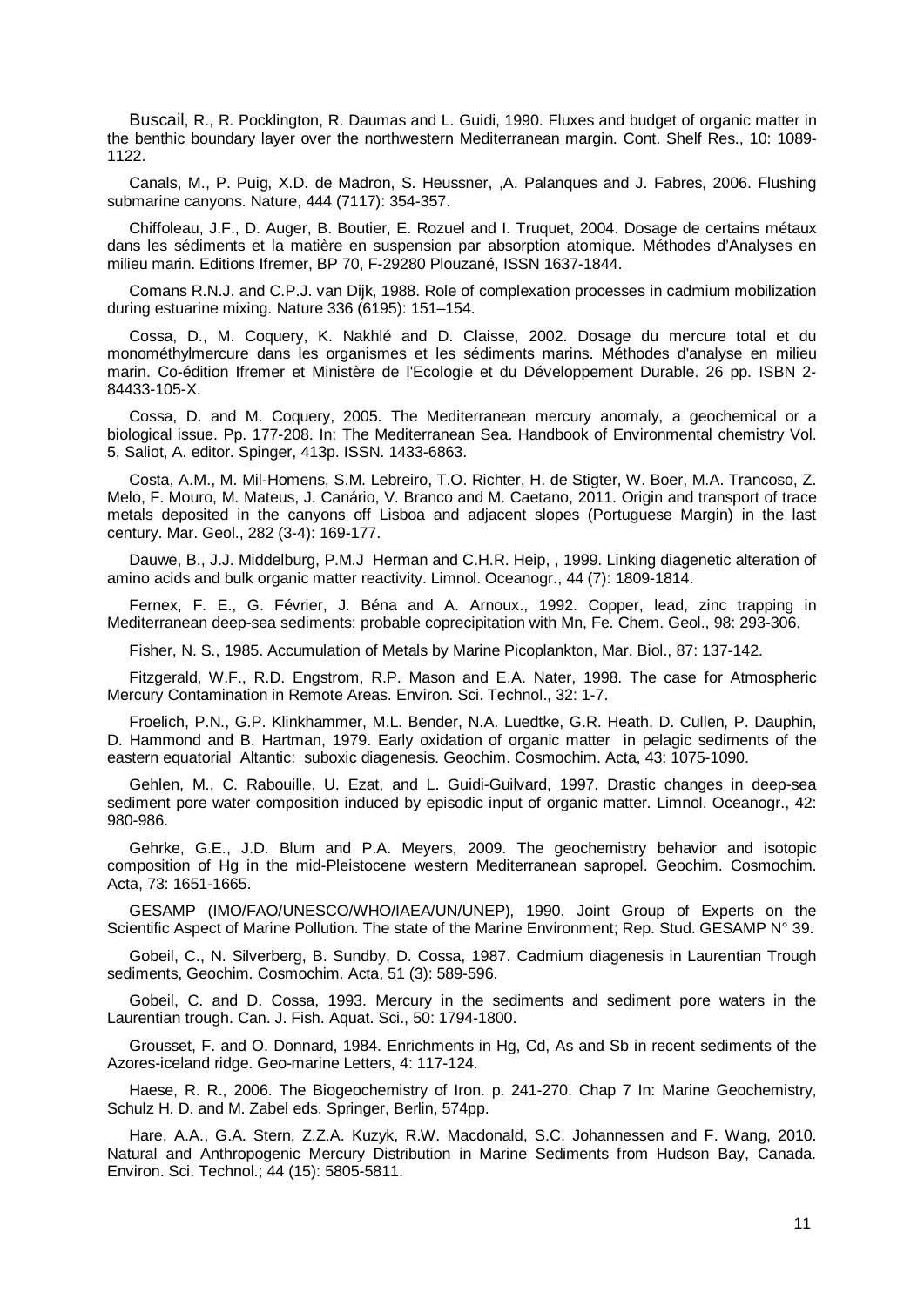Buscail, R., R. Pocklington, R. Daumas and L. Guidi, 1990. Fluxes and budget of organic matter in the benthic boundary layer over the northwestern Mediterranean margin. Cont. Shelf Res., 10: 1089-1122.

Canals, M., P. Puig, X.D. de Madron, S. Heussner, ,A. Palanques and J. Fabres, 2006. Flushing submarine canyons. Nature, 444 (7117): 354-357.

Chiffoleau, J.F., D. Auger, B. Boutier, E. Rozuel and I. Truquet, 2004. Dosage de certains métaux dans les sédiments et la matière en suspension par absorption atomique. Méthodes d'Analyses en milieu marin. Editions Ifremer, BP 70, F-29280 Plouzané, ISSN 1637-1844.

Comans R.N.J. and C.P.J. van Dijk, 1988. Role of complexation processes in cadmium mobilization during estuarine mixing. Nature 336 (6195): 151–154.

Cossa, D., M. Coquery, K. Nakhlé and D. Claisse, 2002. Dosage du mercure total et du monométhylmercure dans les organismes et les sédiments marins. Méthodes d'analyse en milieu marin. Co-édition Ifremer et Ministère de l'Ecologie et du Développement Durable. 26 pp. ISBN 2-84433-105-X.

Cossa, D. and M. Coquery, 2005. The Mediterranean mercury anomaly, a geochemical or a biological issue. Pp. 177-208. In: The Mediterranean Sea. Handbook of Environmental chemistry Vol. 5, Saliot, A. editor. Spinger, 413p. ISSN. 1433-6863.

Costa, A.M., M. Mil-Homens, S.M. Lebreiro, T.O. Richter, H. de Stigter, W. Boer, M.A. Trancoso, Z. Melo, F. Mouro, M. Mateus, J. Canário, V. Branco and M. Caetano, 2011. Origin and transport of trace metals deposited in the canyons off Lisboa and adjacent slopes (Portuguese Margin) in the last century. Mar. Geol., 282 (3-4): 169-177.

Dauwe, B., J.J. Middelburg, P.M.J Herman and C.H.R. Heip, , 1999. Linking diagenetic alteration of amino acids and bulk organic matter reactivity. Limnol. Oceanogr., 44 (7): 1809-1814.

Fernex, F. E., G. Février, J. Béna and A. Arnoux., 1992. Copper, lead, zinc trapping in Mediterranean deep-sea sediments: probable coprecipitation with Mn, Fe. Chem. Geol., 98: 293-306.

Fisher, N. S., 1985. Accumulation of Metals by Marine Picoplankton, Mar. Biol., 87: 137-142.

Fitzgerald, W.F., R.D. Engstrom, R.P. Mason and E.A. Nater, 1998. The case for Atmospheric Mercury Contamination in Remote Areas. Environ. Sci. Technol., 32: 1-7.

Froelich, P.N., G.P. Klinkhammer, M.L. Bender, N.A. Luedtke, G.R. Heath, D. Cullen, P. Dauphin, D. Hammond and B. Hartman, 1979. Early oxidation of organic matter in pelagic sediments of the eastern equatorial Altantic: suboxic diagenesis. Geochim. Cosmochim. Acta, 43: 1075-1090.

Gehlen, M., C. Rabouille, U. Ezat, and L. Guidi-Guilvard, 1997. Drastic changes in deep-sea sediment pore water composition induced by episodic input of organic matter. Limnol. Oceanogr., 42: 980-986.

Gehrke, G.E., J.D. Blum and P.A. Meyers, 2009. The geochemistry behavior and isotopic composition of Hg in the mid-Pleistocene western Mediterranean sapropel. Geochim. Cosmochim. Acta, 73: 1651-1665.

GESAMP (IMO/FAO/UNESCO/WHO/IAEA/UN/UNEP), 1990. Joint Group of Experts on the Scientific Aspect of Marine Pollution. The state of the Marine Environment; Rep. Stud. GESAMP N° 39.

Gobeil, C., N. Silverberg, B. Sundby, D. Cossa, 1987. Cadmium diagenesis in Laurentian Trough sediments, Geochim. Cosmochim. Acta, 51 (3): 589-596.

Gobeil, C. and D. Cossa, 1993. Mercury in the sediments and sediment pore waters in the Laurentian trough. Can. J. Fish. Aquat. Sci., 50: 1794-1800.

Grousset, F. and O. Donnard, 1984. Enrichments in Hg, Cd, As and Sb in recent sediments of the Azores-iceland ridge. Geo-marine Letters, 4: 117-124.

Haese, R. R., 2006. The Biogeochemistry of Iron. p. 241-270. Chap 7 In: Marine Geochemistry, Schulz H. D. and M. Zabel eds. Springer, Berlin, 574pp.

Hare, A.A., G.A. Stern, Z.Z.A. Kuzyk, R.W. Macdonald, S.C. Johannessen and F. Wang, 2010. Natural and Anthropogenic Mercury Distribution in Marine Sediments from Hudson Bay, Canada. Environ. Sci. Technol.; 44 (15): 5805-5811.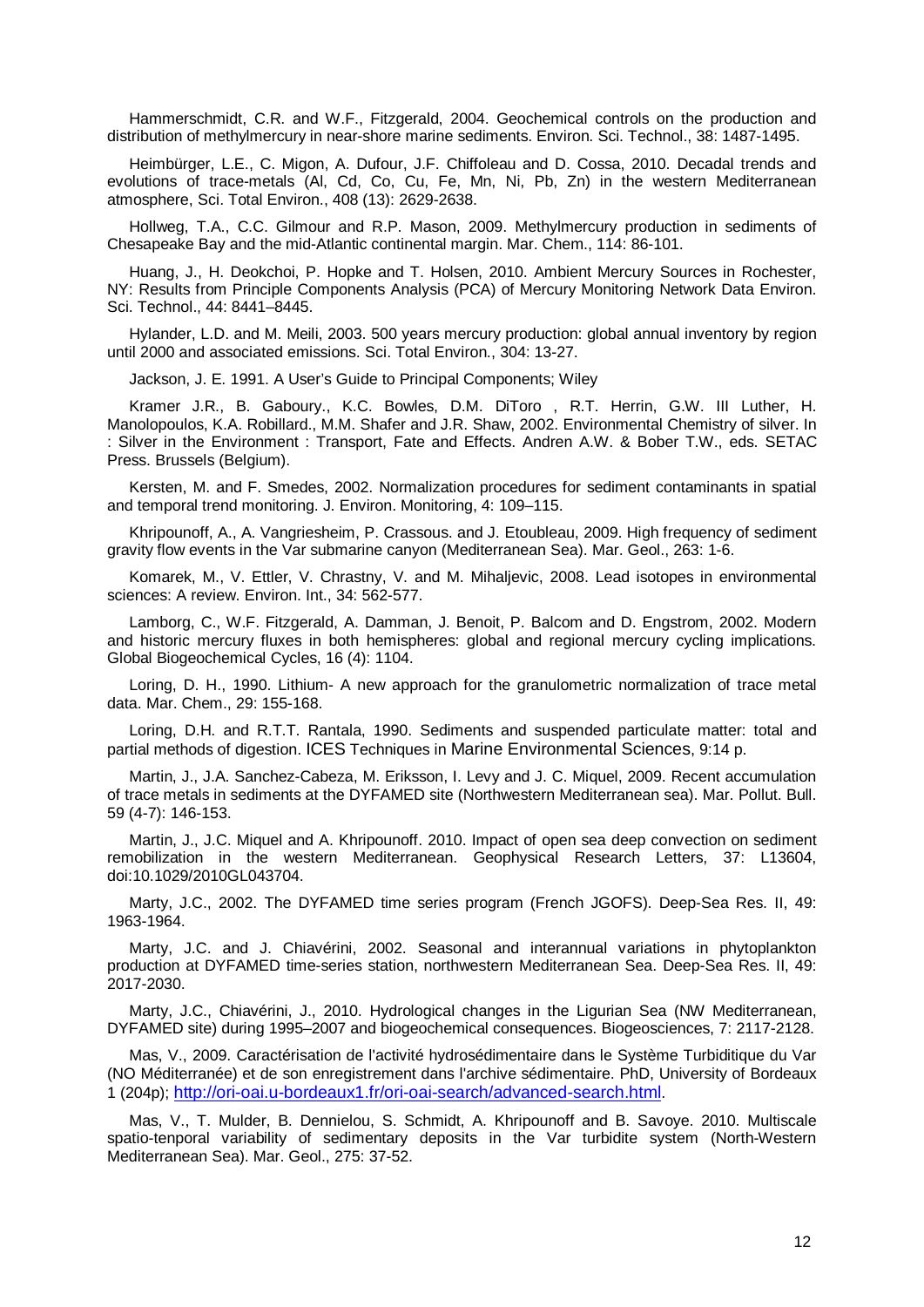Hammerschmidt, C.R. and W.F., Fitzgerald, 2004. Geochemical controls on the production and distribution of methylmercury in near-shore marine sediments. Environ. Sci. Technol., 38: 1487-1495.

Heimbürger, L.E., C. Migon, A. Dufour, J.F. Chiffoleau and D. Cossa, 2010. Decadal trends and evolutions of trace-metals (Al, Cd, Co, Cu, Fe, Mn, Ni, Pb, Zn) in the western Mediterranean atmosphere, Sci. Total Environ., 408 (13): 2629-2638.

Hollweg, T.A., C.C. Gilmour and R.P. Mason, 2009. Methylmercury production in sediments of Chesapeake Bay and the mid-Atlantic continental margin. Mar. Chem., 114: 86-101.

Huang, J., H. Deokchoi, P. Hopke and T. Holsen, 2010. Ambient Mercury Sources in Rochester, NY: Results from Principle Components Analysis (PCA) of Mercury Monitoring Network Data Environ. Sci. Technol., 44: 8441–8445.

Hylander, L.D. and M. Meili, 2003. 500 years mercury production: global annual inventory by region until 2000 and associated emissions. Sci. Total Environ., 304: 13-27.

Jackson, J. E. 1991. A User's Guide to Principal Components; Wiley

Kramer J.R., B. Gaboury., K.C. Bowles, D.M. DiToro , R.T. Herrin, G.W. III Luther, H. Manolopoulos, K.A. Robillard., M.M. Shafer and J.R. Shaw, 2002. Environmental Chemistry of silver. In : Silver in the Environment : Transport, Fate and Effects. Andren A.W. & Bober T.W., eds. SETAC Press. Brussels (Belgium).

Kersten, M. and F. Smedes, 2002. Normalization procedures for sediment contaminants in spatial and temporal trend monitoring. J. Environ. Monitoring, 4: 109–115.

Khripounoff, A., A. Vangriesheim, P. Crassous. and J. Etoubleau, 2009. High frequency of sediment gravity flow events in the Var submarine canyon (Mediterranean Sea). Mar. Geol., 263: 1-6.

Komarek, M., V. Ettler, V. Chrastny, V. and M. Mihaljevic, 2008. Lead isotopes in environmental sciences: A review. Environ. Int., 34: 562-577.

Lamborg, C., W.F. Fitzgerald, A. Damman, J. Benoit, P. Balcom and D. Engstrom, 2002. Modern and historic mercury fluxes in both hemispheres: global and regional mercury cycling implications. Global Biogeochemical Cycles, 16 (4): 1104.

Loring, D. H., 1990. Lithium- A new approach for the granulometric normalization of trace metal data. Mar. Chem., 29: 155-168.

Loring, D.H. and R.T.T. Rantala, 1990. Sediments and suspended particulate matter: total and partial methods of digestion. ICES Techniques in Marine Environmental Sciences, 9:14 p.

Martin, J., J.A. Sanchez-Cabeza, M. Eriksson, I. Levy and J. C. Miquel, 2009. Recent accumulation of trace metals in sediments at the DYFAMED site (Northwestern Mediterranean sea). Mar. Pollut. Bull. 59 (4-7): 146-153.

Martin, J., J.C. Miquel and A. Khripounoff. 2010. Impact of open sea deep convection on sediment remobilization in the western Mediterranean. Geophysical Research Letters, 37: L13604, doi:10.1029/2010GL043704.

Marty, J.C., 2002. The DYFAMED time series program (French JGOFS). Deep-Sea Res. II, 49: 1963-1964.

Marty, J.C. and J. Chiavérini, 2002. Seasonal and interannual variations in phytoplankton production at DYFAMED time-series station, northwestern Mediterranean Sea. Deep-Sea Res. II, 49: 2017-2030.

Marty, J.C., Chiavérini, J., 2010. Hydrological changes in the Ligurian Sea (NW Mediterranean, DYFAMED site) during 1995–2007 and biogeochemical consequences. Biogeosciences, 7: 2117-2128.

Mas, V., 2009. Caractérisation de l'activité hydrosédimentaire dans le Système Turbiditique du Var (NO Méditerranée) et de son enregistrement dans l'archive sédimentaire. PhD, University of Bordeaux 1 (204p); http://ori-oai.u-bordeaux1.fr/ori-oai-search/advanced-search.html.

Mas, V., T. Mulder, B. Dennielou, S. Schmidt, A. Khripounoff and B. Savoye. 2010. Multiscale spatio-tenporal variability of sedimentary deposits in the Var turbidite system (North-Western Mediterranean Sea). Mar. Geol., 275: 37-52.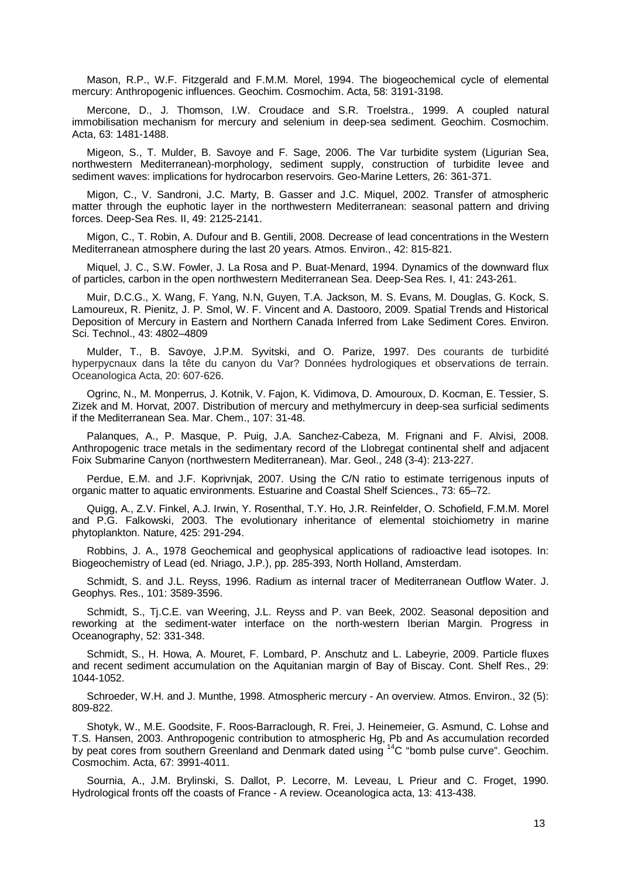Mason, R.P., W.F. Fitzgerald and F.M.M. Morel, 1994. The biogeochemical cycle of elemental mercury: Anthropogenic influences. Geochim. Cosmochim. Acta, 58: 3191-3198.

Mercone, D., J. Thomson, I.W. Croudace and S.R. Troelstra., 1999. A coupled natural immobilisation mechanism for mercury and selenium in deep-sea sediment. Geochim. Cosmochim. Acta, 63: 1481-1488.

Migeon, S., T. Mulder, B. Savoye and F. Sage, 2006. The Var turbidite system (Ligurian Sea, northwestern Mediterranean)-morphology, sediment supply, construction of turbidite levee and sediment waves: implications for hydrocarbon reservoirs. Geo-Marine Letters, 26: 361-371.

Migon, C., V. Sandroni, J.C. Marty, B. Gasser and J.C. Miquel, 2002. Transfer of atmospheric matter through the euphotic layer in the northwestern Mediterranean: seasonal pattern and driving forces. Deep-Sea Res. II, 49: 2125-2141.

Migon, C., T. Robin, A. Dufour and B. Gentili, 2008. Decrease of lead concentrations in the Western Mediterranean atmosphere during the last 20 years. Atmos. Environ., 42: 815-821.

Miquel, J. C., S.W. Fowler, J. La Rosa and P. Buat-Menard, 1994. Dynamics of the downward flux of particles, carbon in the open northwestern Mediterranean Sea. Deep-Sea Res. I, 41: 243-261.

Muir, D.C.G., X. Wang, F. Yang, N.N, Guyen, T.A. Jackson, M. S. Evans, M. Douglas, G. Kock, S. Lamoureux, R. Pienitz, J. P. Smol, W. F. Vincent and A. Dastooro, 2009. Spatial Trends and Historical Deposition of Mercury in Eastern and Northern Canada Inferred from Lake Sediment Cores. Environ. Sci. Technol., 43: 4802–4809

Mulder, T., B. Savoye, J.P.M. Syvitski, and O. Parize, 1997. Des courants de turbidité hyperpycnaux dans la tête du canyon du Var? Données hydrologiques et observations de terrain. Oceanologica Acta, 20: 607-626.

Ogrinc, N., M. Monperrus, J. Kotnik, V. Fajon, K. Vidimova, D. Amouroux, D. Kocman, E. Tessier, S. Zizek and M. Horvat, 2007. Distribution of mercury and methylmercury in deep-sea surficial sediments if the Mediterranean Sea. Mar. Chem., 107: 31-48.

Palanques, A., P. Masque, P. Puig, J.A. Sanchez-Cabeza, M. Frignani and F. Alvisi, 2008. Anthropogenic trace metals in the sedimentary record of the Llobregat continental shelf and adjacent Foix Submarine Canyon (northwestern Mediterranean). Mar. Geol., 248 (3-4): 213-227.

Perdue, E.M. and J.F. Koprivnjak, 2007. Using the C/N ratio to estimate terrigenous inputs of organic matter to aquatic environments. Estuarine and Coastal Shelf Sciences., 73: 65–72.

Quigg, A., Z.V. Finkel, A.J. Irwin, Y. Rosenthal, T.Y. Ho, J.R. Reinfelder, O. Schofield, F.M.M. Morel and P.G. Falkowski, 2003. The evolutionary inheritance of elemental stoichiometry in marine phytoplankton. Nature, 425: 291-294.

Robbins, J. A., 1978 Geochemical and geophysical applications of radioactive lead isotopes. In: Biogeochemistry of Lead (ed. Nriago, J.P.), pp. 285-393, North Holland, Amsterdam.

Schmidt, S. and J.L. Reyss, 1996. Radium as internal tracer of Mediterranean Outflow Water. J. Geophys. Res., 101: 3589-3596.

Schmidt, S., Tj.C.E. van Weering, J.L. Reyss and P. van Beek, 2002. Seasonal deposition and reworking at the sediment-water interface on the north-western Iberian Margin. Progress in Oceanography, 52: 331-348.

Schmidt, S., H. Howa, A. Mouret, F. Lombard, P. Anschutz and L. Labeyrie, 2009. Particle fluxes and recent sediment accumulation on the Aquitanian margin of Bay of Biscay. Cont. Shelf Res., 29: 1044-1052.

Schroeder, W.H. and J. Munthe, 1998. Atmospheric mercury - An overview. Atmos. Environ., 32 (5): 809-822.

Shotyk, W., M.E. Goodsite, F. Roos-Barraclough, R. Frei, J. Heinemeier, G. Asmund, C. Lohse and T.S. Hansen, 2003. Anthropogenic contribution to atmospheric Hg, Pb and As accumulation recorded by peat cores from southern Greenland and Denmark dated using $^{14}C$ "bomb pulse curve". Geochim. Cosmochim. Acta, 67: 3991-4011.

Sournia, A., J.M. Brylinski, S. Dallot, P. Lecorre, M. Leveau, L Prieur and C. Froget, 1990. Hydrological fronts off the coasts of France - A review. Oceanologica acta, 13: 413-438.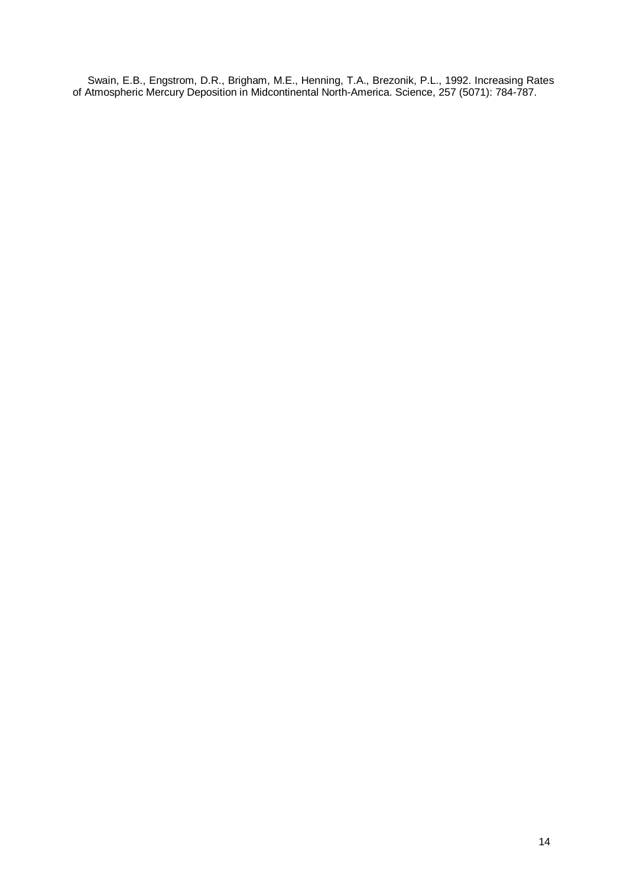Swain, E.B., Engstrom, D.R., Brigham, M.E., Henning, T.A., Brezonik, P.L., 1992. Increasing Rates of Atmospheric Mercury Deposition in Midcontinental North-America. Science, 257 (5071): 784-787.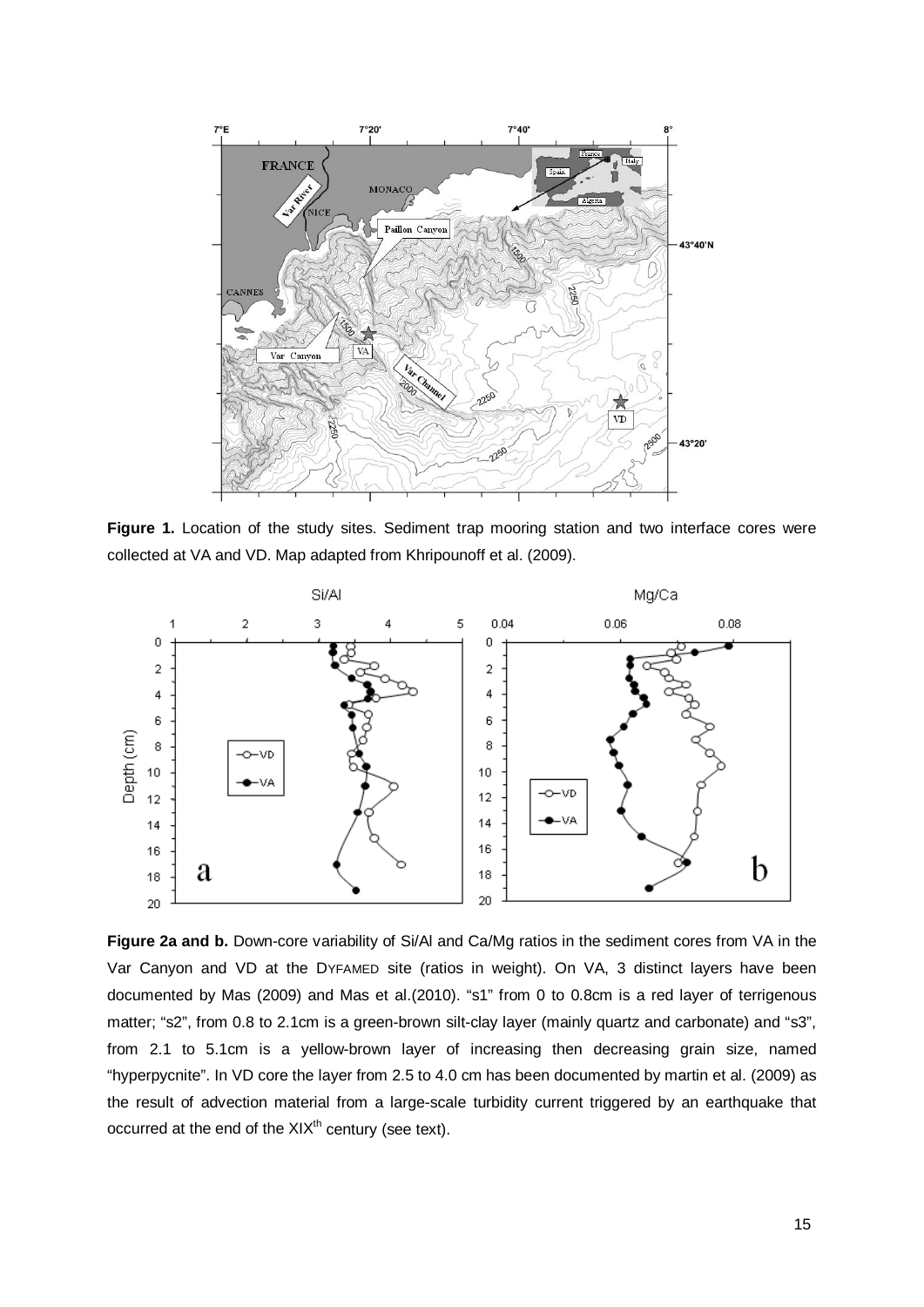**Figure 1.** Location of the study sites. Sediment trap mooring station and two interface cores were collected at VA and VD. Map adapted from Khripounoff et al. (2009).

**Figure 2a and b.** Down-core variability of Si/Al and Ca/Mg ratios in the sediment cores from VA in the Var Canyon and VD at the DYFAMED site (ratios in weight). On VA, 3 distinct layers have been documented by Mas (2009) and Mas et al.(2010). "s1" from 0 to 0.8cm is a red layer of terrigenous matter; "s2", from 0.8 to 2.1cm is a green-brown silt-clay layer (mainly quartz and carbonate) and "s3", from 2.1 to 5.1cm is a yellow-brown layer of increasing then decreasing grain size, named "hyperpycnite". In VD core the layer from 2.5 to 4.0 cm has been documented by martin et al. (2009) as the result of advection material from a large-scale turbidity current triggered by an earthquake that occurred at the end of the XIX[th] century (see text).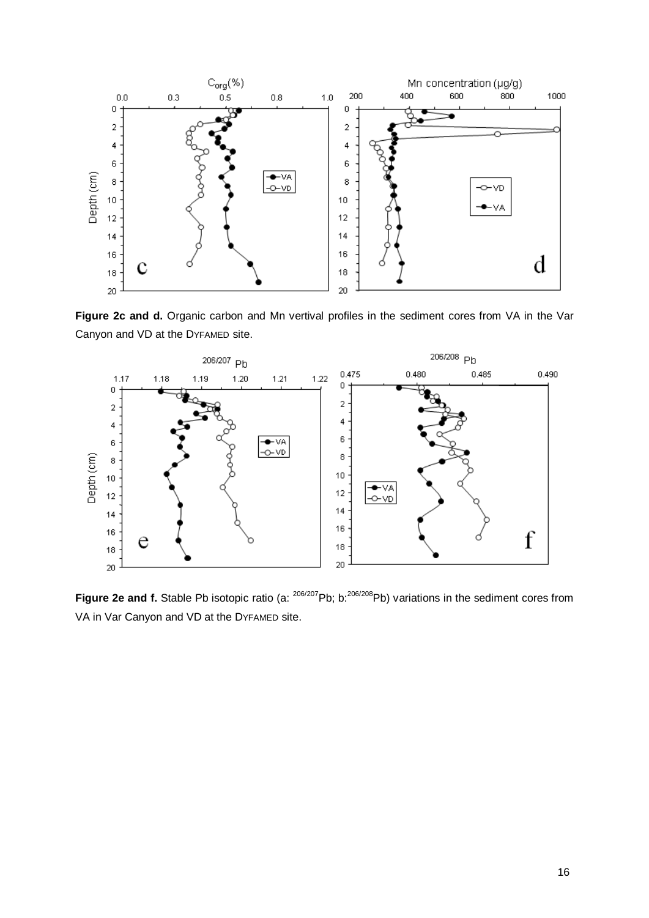**Figure 2c and d.** Organic carbon and Mn vertival profiles in the sediment cores from VA in the Var Canyon and VD at the DYFAMED site.

**Figure 2e and f.** Stable Pb isotopic ratio (a: $^{206/207}$Pb; b: $^{206/208}$Pb) variations in the sediment cores from VA in Var Canyon and VD at the DYFAMED site.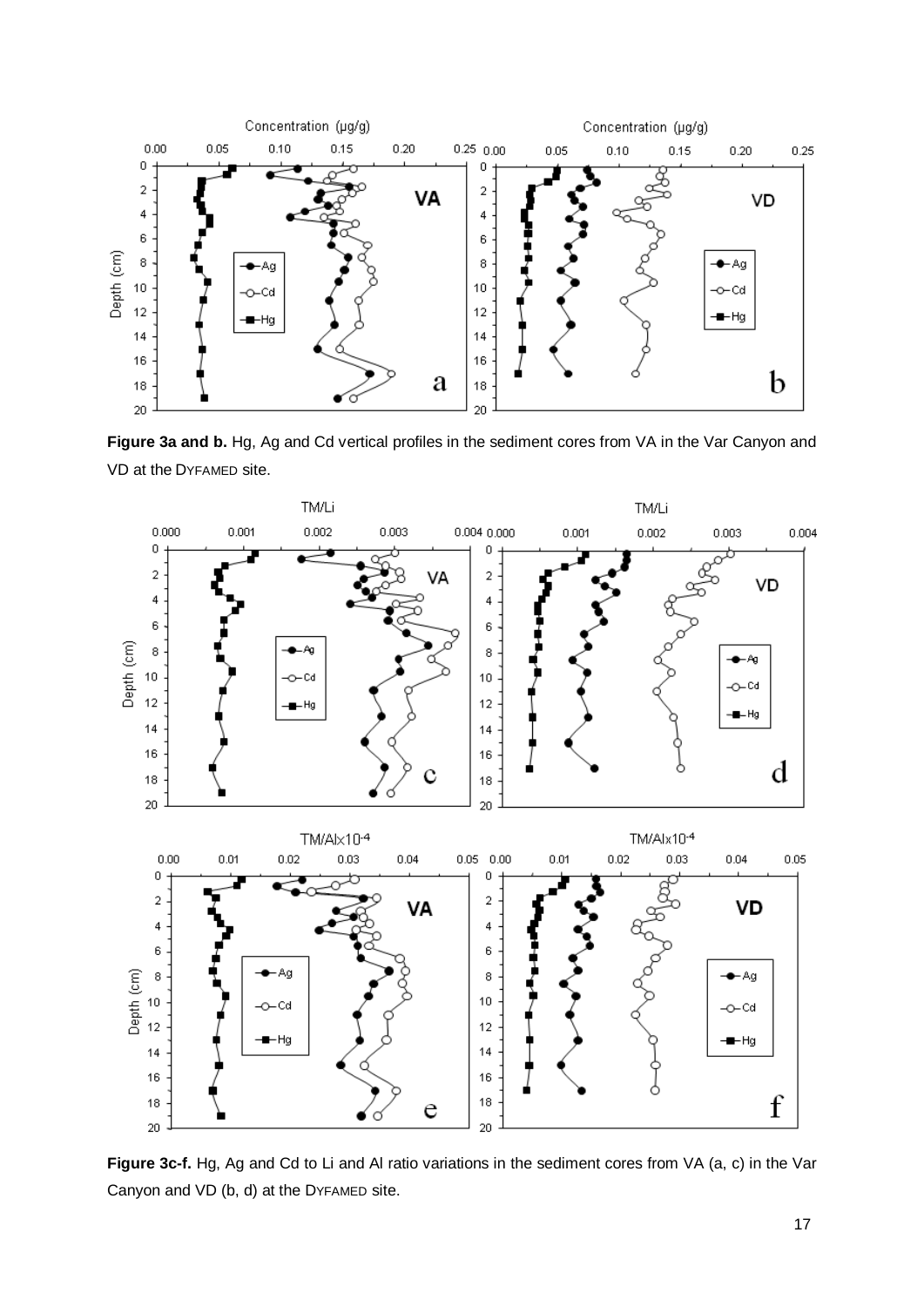**Figure 3a and b.** Hg, Ag and Cd vertical profiles in the sediment cores from VA in the Var Canyon and VD at the DYFAMED site.

**Figure 3c-f.** Hg, Ag and Cd to Li and Al ratio variations in the sediment cores from VA (a, c) in the Var Canyon and VD (b, d) at the DYFAMED site.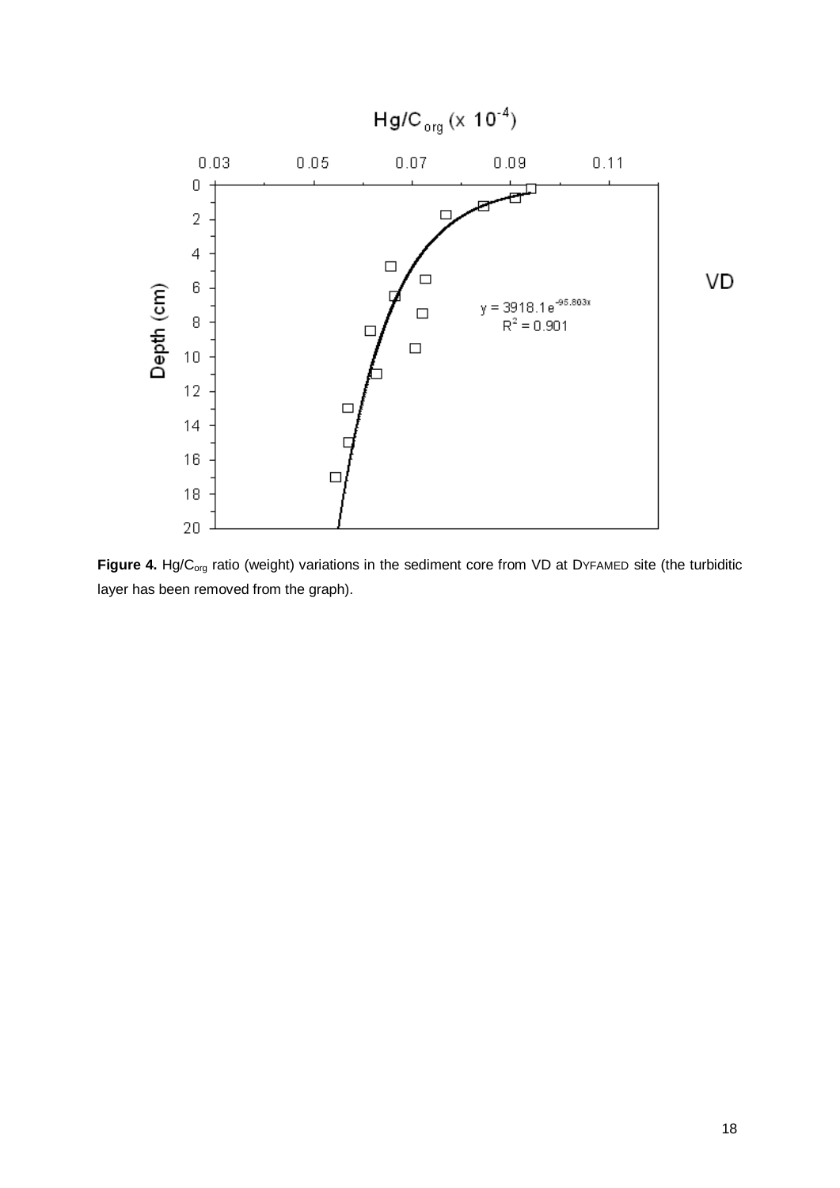**Figure 4.** $Hg/C_{org}$ ratio (weight) variations in the sediment core from VD at DYFAMED site (the turbiditic layer has been removed from the graph).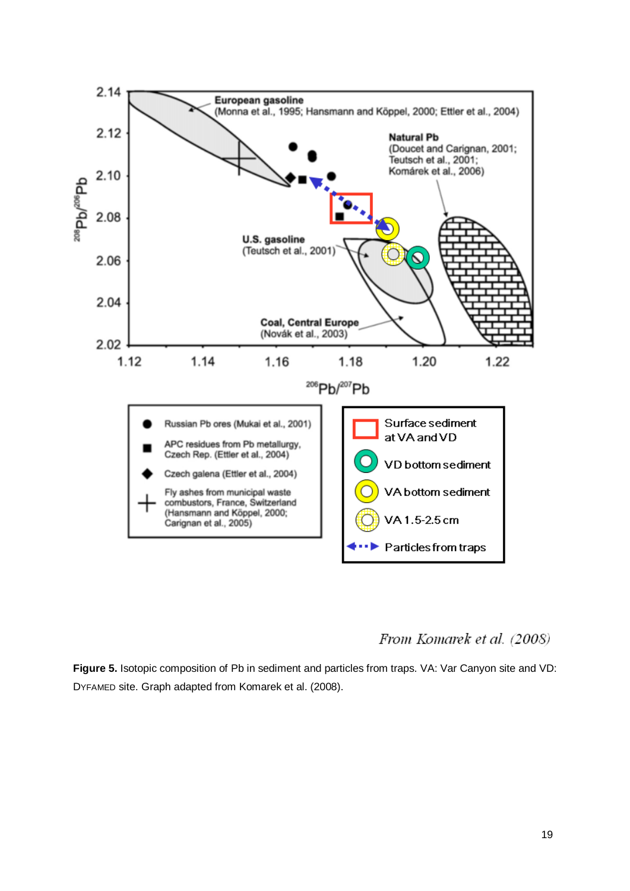From Komarek et al. (2008)

**Figure 5.** Isotopic composition of Pb in sediment and particles from traps. VA: Var Canyon site and VD: DYFAMED site. Graph adapted from Komarek et al. (2008).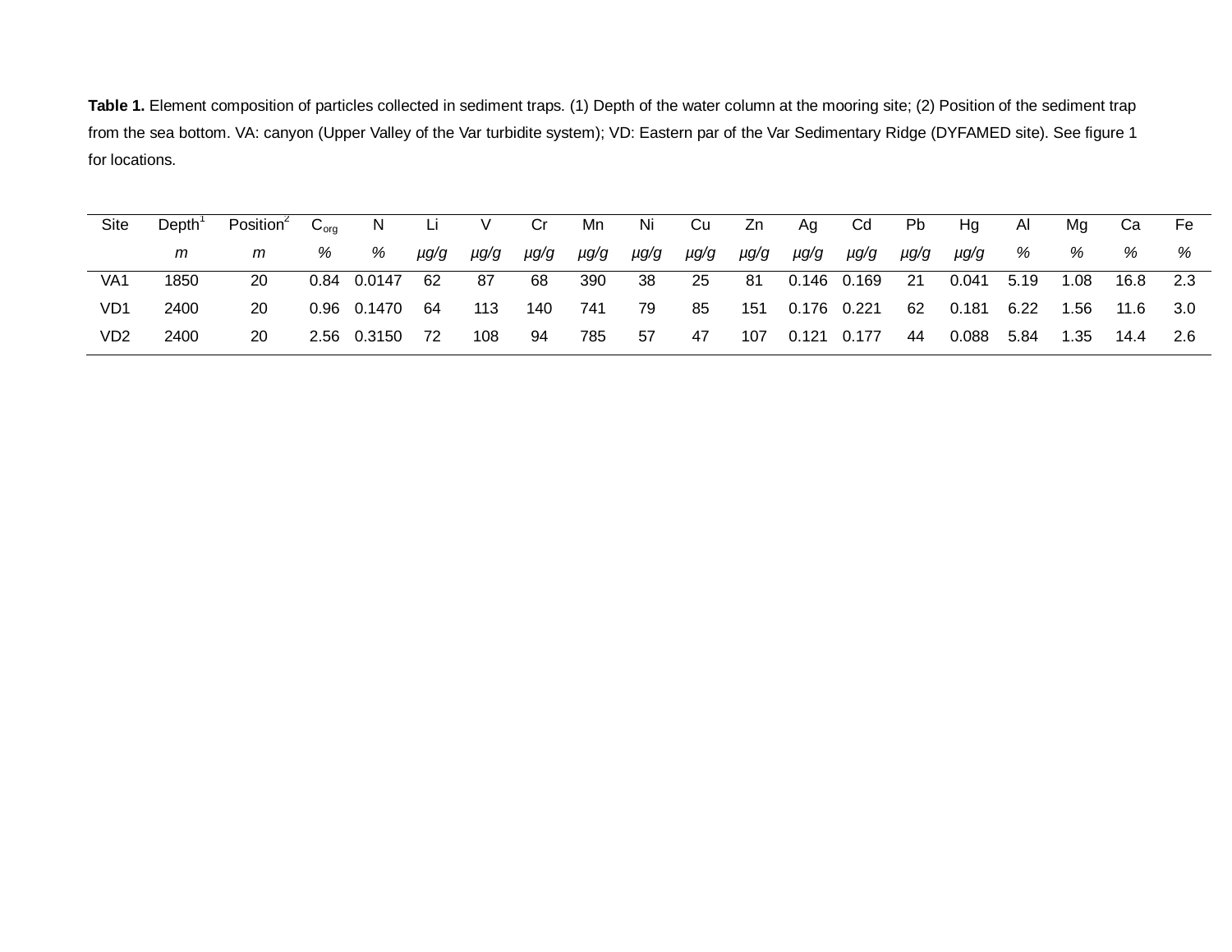**Table 1.** Element composition of particles collected in sediment traps. (1) Depth of the water column at the mooring site; (2) Position of the sediment trap from the sea bottom. VA: canyon (Upper Valley of the Var turbidite system); VD: Eastern par of the Var Sedimentary Ridge (DYFAMED site). See figure 1 for locations.

| Site | Depth[1] | Position[2] | $C_{org}$ | N | Li | V | Cr | Mn | Ni | Cu | Zn | Ag | Cd | Pb | Hg | Al | Mg | Ca | Fe |
|---|---|---|---|---|---|---|---|---|---|---|---|---|---|---|---|---|---|---|---|
| | *m* | *m* | *%* | *%* | *µg/g* | *µg/g* | *µg/g* | *µg/g* | *µg/g* | *µg/g* | *µg/g* | *µg/g* | *µg/g* | *µg/g* | *µg/g* | *%* | *%* | *%* | *%* |
| VA1 | 1850 | 20 | 0.84 | 0.0147 | 62 | 87 | 68 | 390 | 38 | 25 | 81 | 0.146 | 0.169 | 21 | 0.041 | 5.19 | 1.08 | 16.8 | 2.3 |
| VD1 | 2400 | 20 | 0.96 | 0.1470 | 64 | 113 | 140 | 741 | 79 | 85 | 151 | 0.176 | 0.221 | 62 | 0.181 | 6.22 | 1.56 | 11.6 | 3.0 |
| VD2 | 2400 | 20 | 2.56 | 0.3150 | 72 | 108 | 94 | 785 | 57 | 47 | 107 | 0.121 | 0.177 | 44 | 0.088 | 5.84 | 1.35 | 14.4 | 2.6 |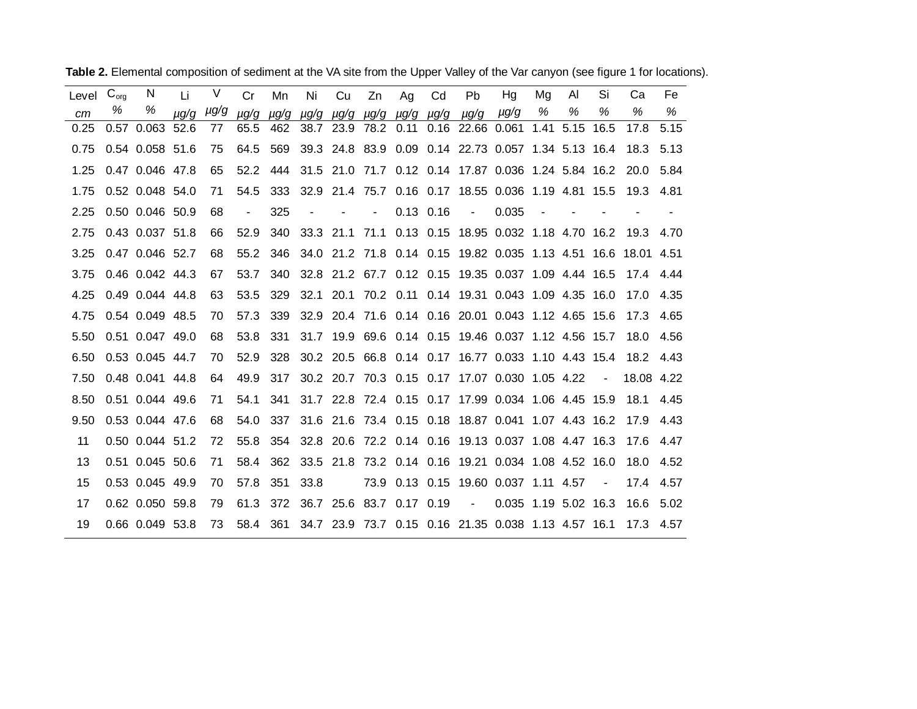**Table 2.** Elemental composition of sediment at the VA site from the Upper Valley of the Var canyon (see figure 1 for locations).

| Level *cm* | $C_{org}$ % | N % | Li *μg/g* | V *μg/g* | Cr *μg/g* | Mn *μg/g* | Ni *μg/g* | Cu *μg/g* | Zn *μg/g* | Ag *μg/g* | Cd *μg/g* | Pb *μg/g* | Hg *μg/g* | Mg % | Al % | Si % | Ca % | Fe % |
|---|---|---|---|---|---|---|---|---|---|---|---|---|---|---|---|---|---|---|
| 0.25 | 0.57 | 0.063 | 52.6 | 77 | 65.5 | 462 | 38.7 | 23.9 | 78.2 | 0.11 | 0.16 | 22.66 | 0.061 | 1.41 | 5.15 | 16.5 | 17.8 | 5.15 |
| 0.75 | 0.54 | 0.058 | 51.6 | 75 | 64.5 | 569 | 39.3 | 24.8 | 83.9 | 0.09 | 0.14 | 22.73 | 0.057 | 1.34 | 5.13 | 16.4 | 18.3 | 5.13 |
| 1.25 | 0.47 | 0.046 | 47.8 | 65 | 52.2 | 444 | 31.5 | 21.0 | 71.7 | 0.12 | 0.14 | 17.87 | 0.036 | 1.24 | 5.84 | 16.2 | 20.0 | 5.84 |
| 1.75 | 0.52 | 0.048 | 54.0 | 71 | 54.5 | 333 | 32.9 | 21.4 | 75.7 | 0.16 | 0.17 | 18.55 | 0.036 | 1.19 | 4.81 | 15.5 | 19.3 | 4.81 |
| 2.25 | 0.50 | 0.046 | 50.9 | 68 | - | 325 | - | - | - | 0.13 | 0.16 | - | 0.035 | - | - | - | - | - |
| 2.75 | 0.43 | 0.037 | 51.8 | 66 | 52.9 | 340 | 33.3 | 21.1 | 71.1 | 0.13 | 0.15 | 18.95 | 0.032 | 1.18 | 4.70 | 16.2 | 19.3 | 4.70 |
| 3.25 | 0.47 | 0.046 | 52.7 | 68 | 55.2 | 346 | 34.0 | 21.2 | 71.8 | 0.14 | 0.15 | 19.82 | 0.035 | 1.13 | 4.51 | 16.6 | 18.01 | 4.51 |
| 3.75 | 0.46 | 0.042 | 44.3 | 67 | 53.7 | 340 | 32.8 | 21.2 | 67.7 | 0.12 | 0.15 | 19.35 | 0.037 | 1.09 | 4.44 | 16.5 | 17.4 | 4.44 |
| 4.25 | 0.49 | 0.044 | 44.8 | 63 | 53.5 | 329 | 32.1 | 20.1 | 70.2 | 0.11 | 0.14 | 19.31 | 0.043 | 1.09 | 4.35 | 16.0 | 17.0 | 4.35 |
| 4.75 | 0.54 | 0.049 | 48.5 | 70 | 57.3 | 339 | 32.9 | 20.4 | 71.6 | 0.14 | 0.16 | 20.01 | 0.043 | 1.12 | 4.65 | 15.6 | 17.3 | 4.65 |
| 5.50 | 0.51 | 0.047 | 49.0 | 68 | 53.8 | 331 | 31.7 | 19.9 | 69.6 | 0.14 | 0.15 | 19.46 | 0.037 | 1.12 | 4.56 | 15.7 | 18.0 | 4.56 |
| 6.50 | 0.53 | 0.045 | 44.7 | 70 | 52.9 | 328 | 30.2 | 20.5 | 66.8 | 0.14 | 0.17 | 16.77 | 0.033 | 1.10 | 4.43 | 15.4 | 18.2 | 4.43 |
| 7.50 | 0.48 | 0.041 | 44.8 | 64 | 49.9 | 317 | 30.2 | 20.7 | 70.3 | 0.15 | 0.17 | 17.07 | 0.030 | 1.05 | 4.22 | - | 18.08 | 4.22 |
| 8.50 | 0.51 | 0.044 | 49.6 | 71 | 54.1 | 341 | 31.7 | 22.8 | 72.4 | 0.15 | 0.17 | 17.99 | 0.034 | 1.06 | 4.45 | 15.9 | 18.1 | 4.45 |
| 9.50 | 0.53 | 0.044 | 47.6 | 68 | 54.0 | 337 | 31.6 | 21.6 | 73.4 | 0.15 | 0.18 | 18.87 | 0.041 | 1.07 | 4.43 | 16.2 | 17.9 | 4.43 |
| 11 | 0.50 | 0.044 | 51.2 | 72 | 55.8 | 354 | 32.8 | 20.6 | 72.2 | 0.14 | 0.16 | 19.13 | 0.037 | 1.08 | 4.47 | 16.3 | 17.6 | 4.47 |
| 13 | 0.51 | 0.045 | 50.6 | 71 | 58.4 | 362 | 33.5 | 21.8 | 73.2 | 0.14 | 0.16 | 19.21 | 0.034 | 1.08 | 4.52 | 16.0 | 18.0 | 4.52 |
| 15 | 0.53 | 0.045 | 49.9 | 70 | 57.8 | 351 | 33.8 | | 73.9 | 0.13 | 0.15 | 19.60 | 0.037 | 1.11 | 4.57 | - | 17.4 | 4.57 |
| 17 | 0.62 | 0.050 | 59.8 | 79 | 61.3 | 372 | 36.7 | 25.6 | 83.7 | 0.17 | 0.19 | - | 0.035 | 1.19 | 5.02 | 16.3 | 16.6 | 5.02 |
| 19 | 0.66 | 0.049 | 53.8 | 73 | 58.4 | 361 | 34.7 | 23.9 | 73.7 | 0.15 | 0.16 | 21.35 | 0.038 | 1.13 | 4.57 | 16.1 | 17.3 | 4.57 |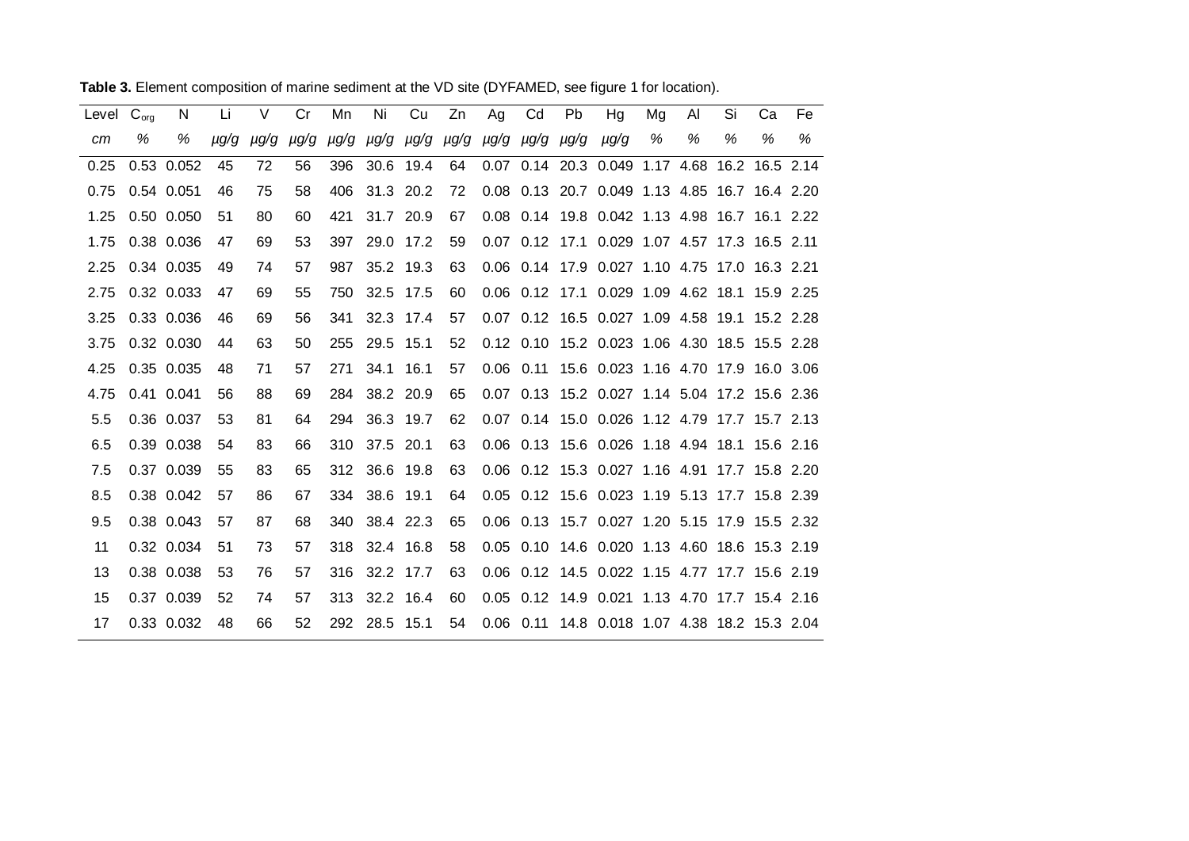**Table 3.** Element composition of marine sediment at the VD site (DYFAMED, see figure 1 for location).

| Level | $C_{org}$ | N | Li | V | Cr | Mn | Ni | Cu | Zn | Ag | Cd | Pb | Hg | Mg | Al | Si | Ca | Fe |
|---|---|---|---|---|---|---|---|---|---|---|---|---|---|---|---|---|---|---|
| *cm* | *%* | *%* | *µg/g* | *µg/g* | *µg/g* | *µg/g* | *µg/g* | *µg/g* | *µg/g* | *µg/g* | *µg/g* | *µg/g* | *µg/g* | *%* | *%* | *%* | *%* | *%* |
| 0.25 | 0.53 | 0.052 | 45 | 72 | 56 | 396 | 30.6 | 19.4 | 64 | 0.07 | 0.14 | 20.3 | 0.049 | 1.17 | 4.68 | 16.2 | 16.5 | 2.14 |
| 0.75 | 0.54 | 0.051 | 46 | 75 | 58 | 406 | 31.3 | 20.2 | 72 | 0.08 | 0.13 | 20.7 | 0.049 | 1.13 | 4.85 | 16.7 | 16.4 | 2.20 |
| 1.25 | 0.50 | 0.050 | 51 | 80 | 60 | 421 | 31.7 | 20.9 | 67 | 0.08 | 0.14 | 19.8 | 0.042 | 1.13 | 4.98 | 16.7 | 16.1 | 2.22 |
| 1.75 | 0.38 | 0.036 | 47 | 69 | 53 | 397 | 29.0 | 17.2 | 59 | 0.07 | 0.12 | 17.1 | 0.029 | 1.07 | 4.57 | 17.3 | 16.5 | 2.11 |
| 2.25 | 0.34 | 0.035 | 49 | 74 | 57 | 987 | 35.2 | 19.3 | 63 | 0.06 | 0.14 | 17.9 | 0.027 | 1.10 | 4.75 | 17.0 | 16.3 | 2.21 |
| 2.75 | 0.32 | 0.033 | 47 | 69 | 55 | 750 | 32.5 | 17.5 | 60 | 0.06 | 0.12 | 17.1 | 0.029 | 1.09 | 4.62 | 18.1 | 15.9 | 2.25 |
| 3.25 | 0.33 | 0.036 | 46 | 69 | 56 | 341 | 32.3 | 17.4 | 57 | 0.07 | 0.12 | 16.5 | 0.027 | 1.09 | 4.58 | 19.1 | 15.2 | 2.28 |
| 3.75 | 0.32 | 0.030 | 44 | 63 | 50 | 255 | 29.5 | 15.1 | 52 | 0.12 | 0.10 | 15.2 | 0.023 | 1.06 | 4.30 | 18.5 | 15.5 | 2.28 |
| 4.25 | 0.35 | 0.035 | 48 | 71 | 57 | 271 | 34.1 | 16.1 | 57 | 0.06 | 0.11 | 15.6 | 0.023 | 1.16 | 4.70 | 17.9 | 16.0 | 3.06 |
| 4.75 | 0.41 | 0.041 | 56 | 88 | 69 | 284 | 38.2 | 20.9 | 65 | 0.07 | 0.13 | 15.2 | 0.027 | 1.14 | 5.04 | 17.2 | 15.6 | 2.36 |
| 5.5 | 0.36 | 0.037 | 53 | 81 | 64 | 294 | 36.3 | 19.7 | 62 | 0.07 | 0.14 | 15.0 | 0.026 | 1.12 | 4.79 | 17.7 | 15.7 | 2.13 |
| 6.5 | 0.39 | 0.038 | 54 | 83 | 66 | 310 | 37.5 | 20.1 | 63 | 0.06 | 0.13 | 15.6 | 0.026 | 1.18 | 4.94 | 18.1 | 15.6 | 2.16 |
| 7.5 | 0.37 | 0.039 | 55 | 83 | 65 | 312 | 36.6 | 19.8 | 63 | 0.06 | 0.12 | 15.3 | 0.027 | 1.16 | 4.91 | 17.7 | 15.8 | 2.20 |
| 8.5 | 0.38 | 0.042 | 57 | 86 | 67 | 334 | 38.6 | 19.1 | 64 | 0.05 | 0.12 | 15.6 | 0.023 | 1.19 | 5.13 | 17.7 | 15.8 | 2.39 |
| 9.5 | 0.38 | 0.043 | 57 | 87 | 68 | 340 | 38.4 | 22.3 | 65 | 0.06 | 0.13 | 15.7 | 0.027 | 1.20 | 5.15 | 17.9 | 15.5 | 2.32 |
| 11 | 0.32 | 0.034 | 51 | 73 | 57 | 318 | 32.4 | 16.8 | 58 | 0.05 | 0.10 | 14.6 | 0.020 | 1.13 | 4.60 | 18.6 | 15.3 | 2.19 |
| 13 | 0.38 | 0.038 | 53 | 76 | 57 | 316 | 32.2 | 17.7 | 63 | 0.06 | 0.12 | 14.5 | 0.022 | 1.15 | 4.77 | 17.7 | 15.6 | 2.19 |
| 15 | 0.37 | 0.039 | 52 | 74 | 57 | 313 | 32.2 | 16.4 | 60 | 0.05 | 0.12 | 14.9 | 0.021 | 1.13 | 4.70 | 17.7 | 15.4 | 2.16 |
| 17 | 0.33 | 0.032 | 48 | 66 | 52 | 292 | 28.5 | 15.1 | 54 | 0.06 | 0.11 | 14.8 | 0.018 | 1.07 | 4.38 | 18.2 | 15.3 | 2.04 |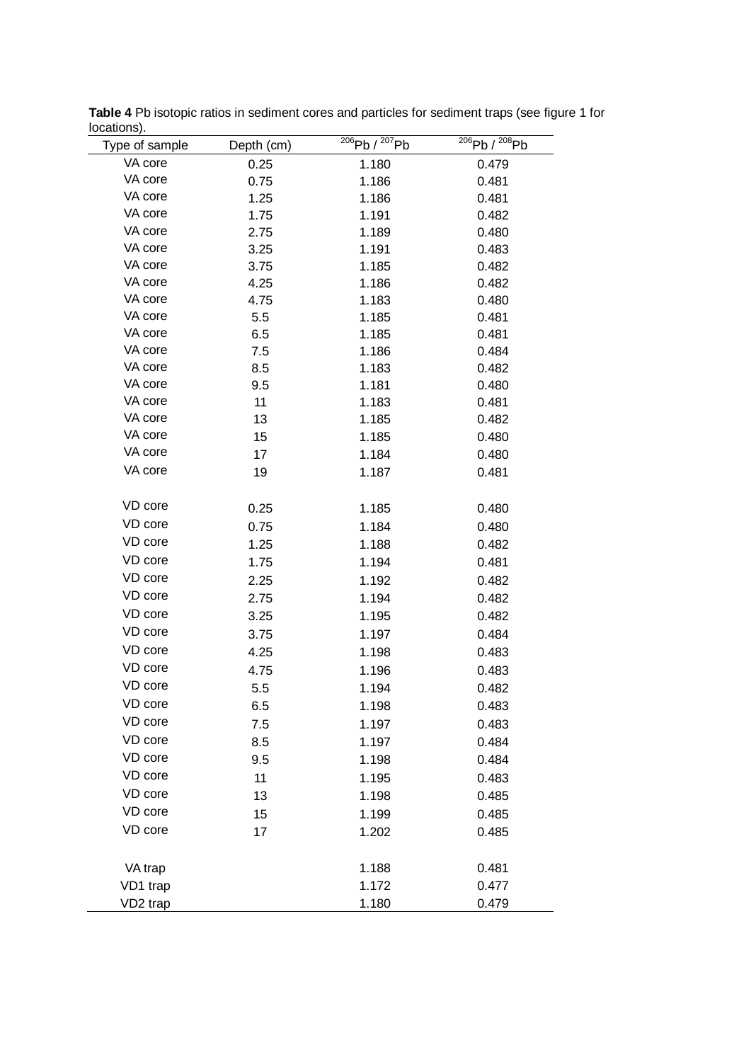**Table 4** Pb isotopic ratios in sediment cores and particles for sediment traps (see figure 1 for locations).

| Type of sample | Depth (cm) | $^{206}Pb$ / $^{207}Pb$ | $^{206}Pb$ / $^{208}Pb$ |
|---|---|---|---|
| VA core | 0.25 | 1.180 | 0.479 |
| VA core | 0.75 | 1.186 | 0.481 |
| VA core | 1.25 | 1.186 | 0.481 |
| VA core | 1.75 | 1.191 | 0.482 |
| VA core | 2.75 | 1.189 | 0.480 |
| VA core | 3.25 | 1.191 | 0.483 |
| VA core | 3.75 | 1.185 | 0.482 |
| VA core | 4.25 | 1.186 | 0.482 |
| VA core | 4.75 | 1.183 | 0.480 |
| VA core | 5.5 | 1.185 | 0.481 |
| VA core | 6.5 | 1.185 | 0.481 |
| VA core | 7.5 | 1.186 | 0.484 |
| VA core | 8.5 | 1.183 | 0.482 |
| VA core | 9.5 | 1.181 | 0.480 |
| VA core | 11 | 1.183 | 0.481 |
| VA core | 13 | 1.185 | 0.482 |
| VA core | 15 | 1.185 | 0.480 |
| VA core | 17 | 1.184 | 0.480 |
| VA core | 19 | 1.187 | 0.481 |
| | | | |
| VD core | 0.25 | 1.185 | 0.480 |
| VD core | 0.75 | 1.184 | 0.480 |
| VD core | 1.25 | 1.188 | 0.482 |
| VD core | 1.75 | 1.194 | 0.481 |
| VD core | 2.25 | 1.192 | 0.482 |
| VD core | 2.75 | 1.194 | 0.482 |
| VD core | 3.25 | 1.195 | 0.482 |
| VD core | 3.75 | 1.197 | 0.484 |
| VD core | 4.25 | 1.198 | 0.483 |
| VD core | 4.75 | 1.196 | 0.483 |
| VD core | 5.5 | 1.194 | 0.482 |
| VD core | 6.5 | 1.198 | 0.483 |
| VD core | 7.5 | 1.197 | 0.483 |
| VD core | 8.5 | 1.197 | 0.484 |
| VD core | 9.5 | 1.198 | 0.484 |
| VD core | 11 | 1.195 | 0.483 |
| VD core | 13 | 1.198 | 0.485 |
| VD core | 15 | 1.199 | 0.485 |
| VD core | 17 | 1.202 | 0.485 |
| | | | |
| VA trap | | 1.188 | 0.481 |
| VD1 trap | | 1.172 | 0.477 |
| VD2 trap | | 1.180 | 0.479 |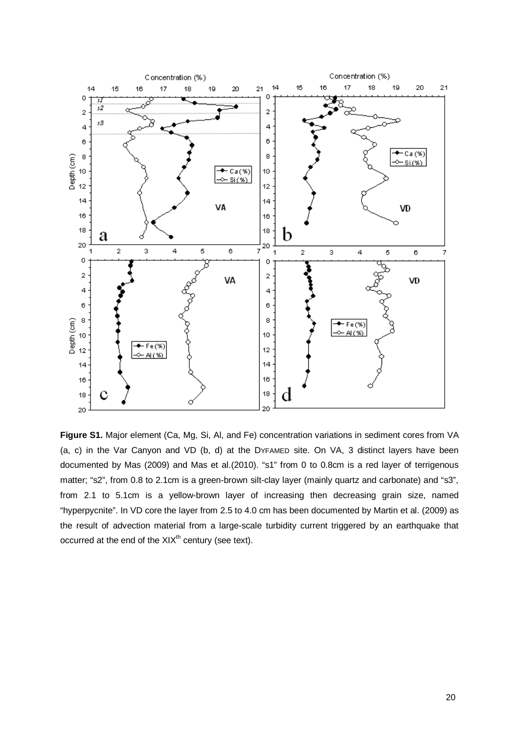**Figure S1.** Major element (Ca, Mg, Si, Al, and Fe) concentration variations in sediment cores from VA (a, c) in the Var Canyon and VD (b, d) at the DYFAMED site. On VA, 3 distinct layers have been documented by Mas (2009) and Mas et al.(2010). “s1” from 0 to 0.8cm is a red layer of terrigenous matter; “s2”, from 0.8 to 2.1cm is a green-brown silt-clay layer (mainly quartz and carbonate) and “s3”, from 2.1 to 5.1cm is a yellow-brown layer of increasing then decreasing grain size, named “hyperpycnite”. In VD core the layer from 2.5 to 4.0 cm has been documented by Martin et al. (2009) as the result of advection material from a large-scale turbidity current triggered by an earthquake that occurred at the end of the XIX[th] century (see text).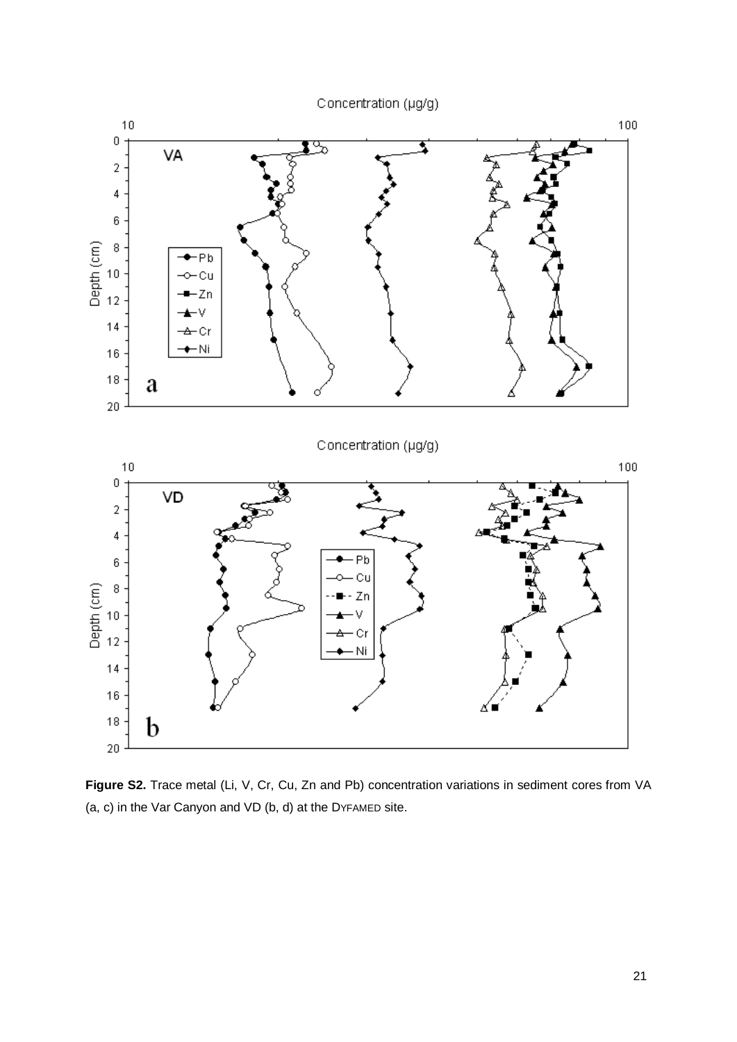**Figure S2.** Trace metal (Li, V, Cr, Cu, Zn and Pb) concentration variations in sediment cores from VA (a, c) in the Var Canyon and VD (b, d) at the DYFAMED site.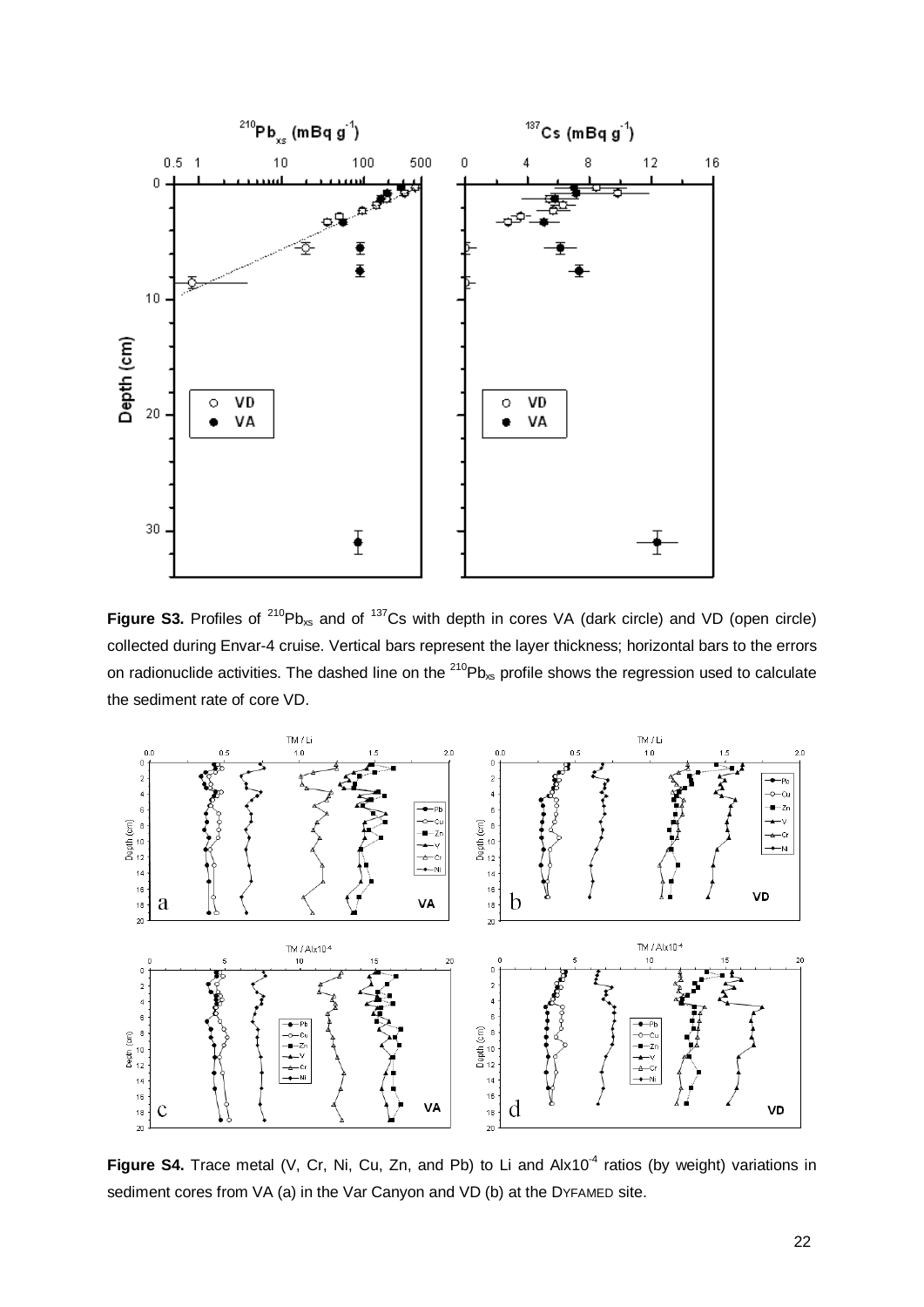**Figure S3.** Profiles of $^{210}Pb_{xs}$ and of $^{137}Cs$ with depth in cores VA (dark circle) and VD (open circle) collected during Envar-4 cruise. Vertical bars represent the layer thickness; horizontal bars to the errors on radionuclide activities. The dashed line on the $^{210}Pb_{xs}$ profile shows the regression used to calculate the sediment rate of core VD.

**Figure S4.** Trace metal (V, Cr, Ni, Cu, Zn, and Pb) to Li and Alx10$^{-4}$ ratios (by weight) variations in sediment cores from VA (a) in the Var Canyon and VD (b) at the DYFAMED site.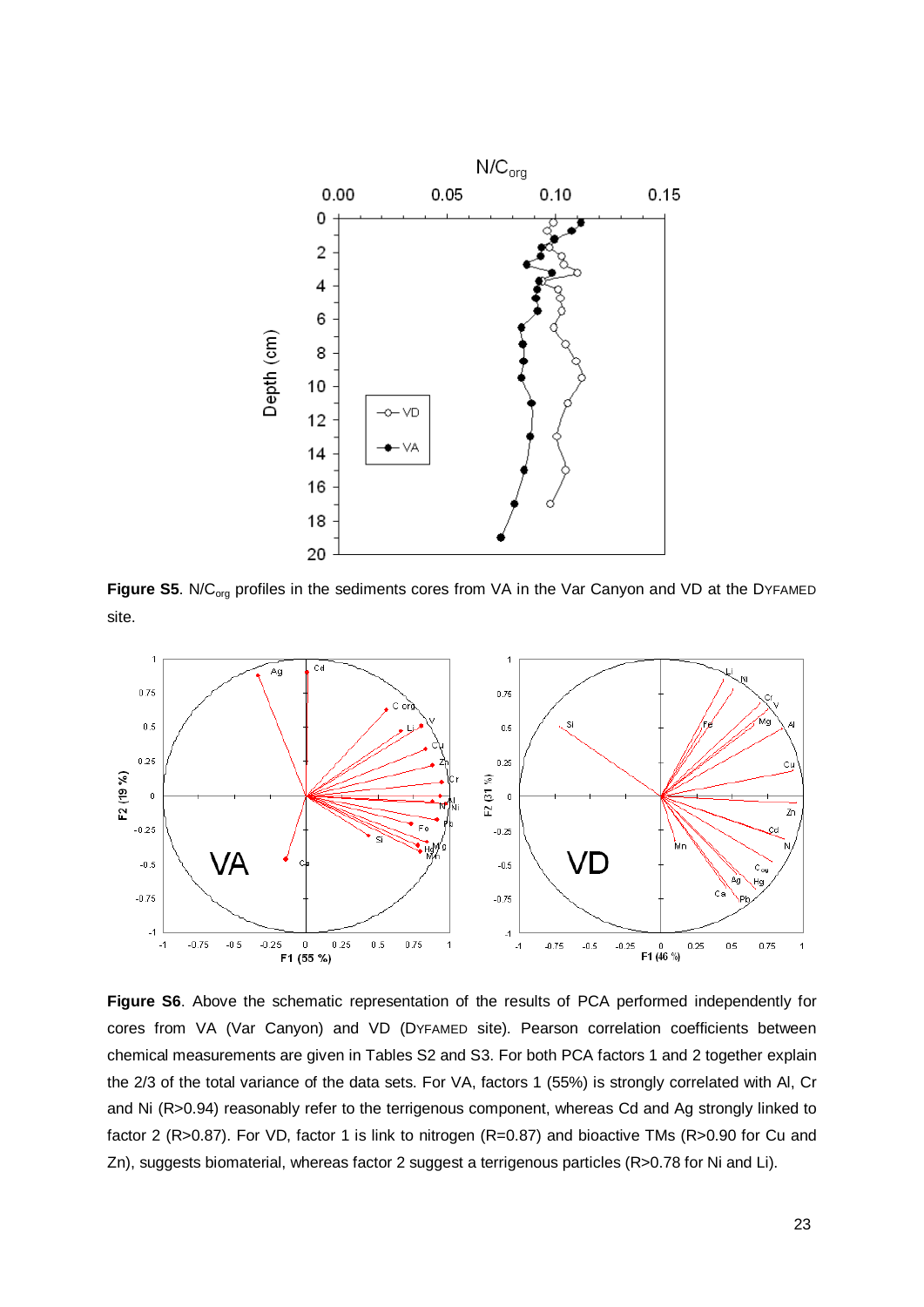**Figure S5**. $N/C_{org}$ profiles in the sediments cores from VA in the Var Canyon and VD at the DYFAMED site.

**Figure S6**. Above the schematic representation of the results of PCA performed independently for cores from VA (Var Canyon) and VD (DYFAMED site). Pearson correlation coefficients between chemical measurements are given in Tables S2 and S3. For both PCA factors 1 and 2 together explain the 2/3 of the total variance of the data sets. For VA, factors 1 (55%) is strongly correlated with Al, Cr and Ni (R>0.94) reasonably refer to the terrigenous component, whereas Cd and Ag strongly linked to factor 2 (R>0.87). For VD, factor 1 is link to nitrogen (R=0.87) and bioactive TMs (R>0.90 for Cu and Zn), suggests biomaterial, whereas factor 2 suggest a terrigenous particles (R>0.78 for Ni and Li).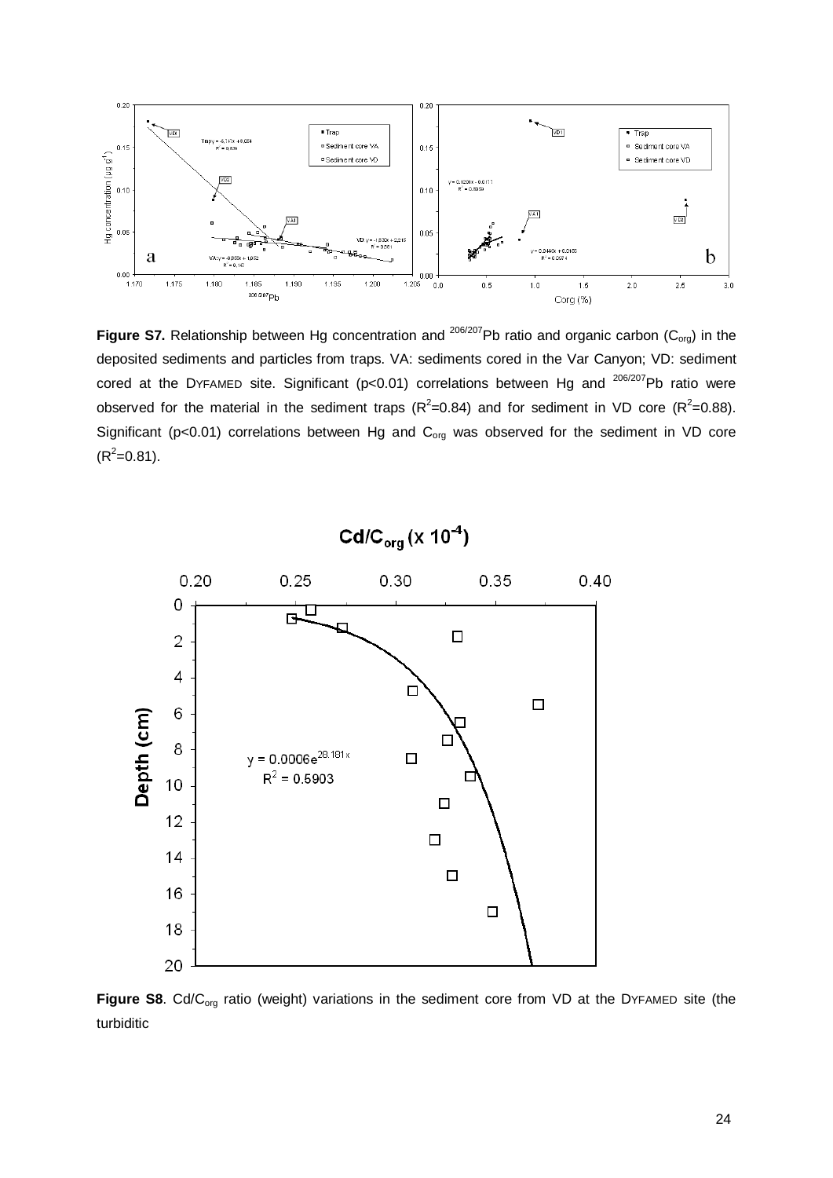**Figure S7.** Relationship between Hg concentration and $^{206/207}$Pb ratio and organic carbon ($C_{org}$) in the deposited sediments and particles from traps. VA: sediments cored in the Var Canyon; VD: sediment cored at the DYFAMED site. Significant ($p<0.01$) correlations between Hg and $^{206/207}$Pb ratio were observed for the material in the sediment traps ($R^2=0.84$) and for sediment in VD core ($R^2=0.88$). Significant ($p<0.01$) correlations between Hg and $C_{org}$ was observed for the sediment in VD core ($R^2=0.81$).

**Figure S8**. Cd/$C_{org}$ ratio (weight) variations in the sediment core from VD at the DYFAMED site (the turbiditic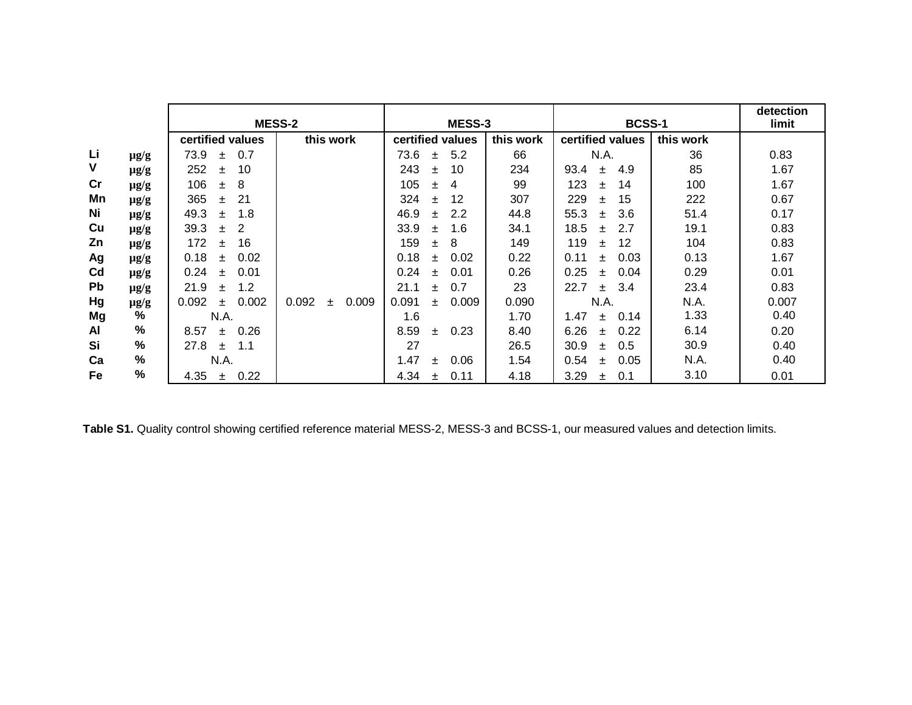| | | MESS-2 | | MESS-3 | | BCSS-1 | | detection limit |
|---|---|---|---|---|---|---|---|---|
| | | certified values | this work | certified values | this work | certified values | this work | |
| Li | µg/g | 73.9 ± 0.7 | | 73.6 ± 5.2 | 66 | N.A. | 36 | 0.83 |
| V | µg/g | 252 ± 10 | | 243 ± 10 | 234 | 93.4 ± 4.9 | 85 | 1.67 |
| Cr | µg/g | 106 ± 8 | | 105 ± 4 | 99 | 123 ± 14 | 100 | 1.67 |
| Mn | µg/g | 365 ± 21 | | 324 ± 12 | 307 | 229 ± 15 | 222 | 0.67 |
| Ni | µg/g | 49.3 ± 1.8 | | 46.9 ± 2.2 | 44.8 | 55.3 ± 3.6 | 51.4 | 0.17 |
| Cu | µg/g | 39.3 ± 2 | | 33.9 ± 1.6 | 34.1 | 18.5 ± 2.7 | 19.1 | 0.83 |
| Zn | µg/g | 172 ± 16 | | 159 ± 8 | 149 | 119 ± 12 | 104 | 0.83 |
| Ag | µg/g | 0.18 ± 0.02 | | 0.18 ± 0.02 | 0.22 | 0.11 ± 0.03 | 0.13 | 1.67 |
| Cd | µg/g | 0.24 ± 0.01 | | 0.24 ± 0.01 | 0.26 | 0.25 ± 0.04 | 0.29 | 0.01 |
| Pb | µg/g | 21.9 ± 1.2 | | 21.1 ± 0.7 | 23 | 22.7 ± 3.4 | 23.4 | 0.83 |
| Hg | µg/g | 0.092 ± 0.002 | 0.092 ± 0.009 | 0.091 ± 0.009 | 0.090 | N.A. | N.A. | 0.007 |
| Mg | % | N.A. | | 1.6 | 1.70 | 1.47 ± 0.14 | 1.33 | 0.40 |
| Al | % | 8.57 ± 0.26 | | 8.59 ± 0.23 | 8.40 | 6.26 ± 0.22 | 6.14 | 0.20 |
| Si | % | 27.8 ± 1.1 | | 27 | 26.5 | 30.9 ± 0.5 | 30.9 | 0.40 |
| Ca | % | N.A. | | 1.47 ± 0.06 | 1.54 | 0.54 ± 0.05 | N.A. | 0.40 |
| Fe | % | 4.35 ± 0.22 | | 4.34 ± 0.11 | 4.18 | 3.29 ± 0.1 | 3.10 | 0.01 |

**Table S1.** Quality control showing certified reference material MESS-2, MESS-3 and BCSS-1, our measured values and detection limits.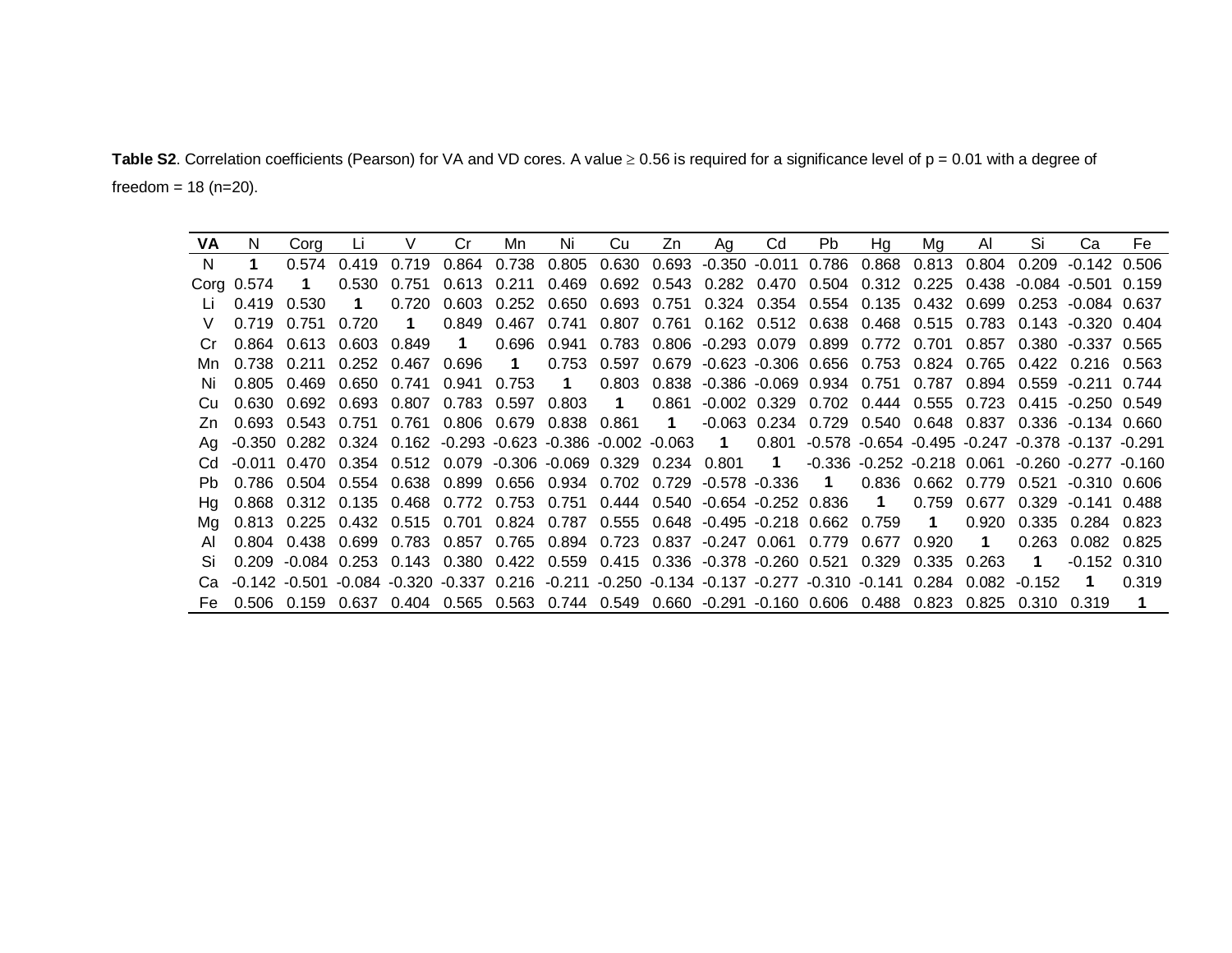**Table S2**. Correlation coefficients (Pearson) for VA and VD cores. A value ≥ 0.56 is required for a significance level of $p = 0.01$ with a degree of freedom = 18 (n=20).

| **VA** | N | Corg | Li | V | Cr | Mn | Ni | Cu | Zn | Ag | Cd | Pb | Hg | Mg | Al | Si | Ca | Fe |
|---|---|---|---|---|---|---|---|---|---|---|---|---|---|---|---|---|---|---|
| N | **1** | 0.574 | 0.419 | 0.719 | 0.864 | 0.738 | 0.805 | 0.630 | 0.693 | -0.350 | -0.011 | 0.786 | 0.868 | 0.813 | 0.804 | 0.209 | -0.142 | 0.506 |
| Corg | 0.574 | **1** | 0.530 | 0.751 | 0.613 | 0.211 | 0.469 | 0.692 | 0.543 | 0.282 | 0.470 | 0.504 | 0.312 | 0.225 | 0.438 | -0.084 | -0.501 | 0.159 |
| Li | 0.419 | 0.530 | **1** | 0.720 | 0.603 | 0.252 | 0.650 | 0.693 | 0.751 | 0.324 | 0.354 | 0.554 | 0.135 | 0.432 | 0.699 | 0.253 | -0.084 | 0.637 |
| V | 0.719 | 0.751 | 0.720 | **1** | 0.849 | 0.467 | 0.741 | 0.807 | 0.761 | 0.162 | 0.512 | 0.638 | 0.468 | 0.515 | 0.783 | 0.143 | -0.320 | 0.404 |
| Cr | 0.864 | 0.613 | 0.603 | 0.849 | **1** | 0.696 | 0.941 | 0.783 | 0.806 | -0.293 | 0.079 | 0.899 | 0.772 | 0.701 | 0.857 | 0.380 | -0.337 | 0.565 |
| Mn | 0.738 | 0.211 | 0.252 | 0.467 | 0.696 | **1** | 0.753 | 0.597 | 0.679 | -0.623 | -0.306 | 0.656 | 0.753 | 0.824 | 0.765 | 0.422 | 0.216 | 0.563 |
| Ni | 0.805 | 0.469 | 0.650 | 0.741 | 0.941 | 0.753 | **1** | 0.803 | 0.838 | -0.386 | -0.069 | 0.934 | 0.751 | 0.787 | 0.894 | 0.559 | -0.211 | 0.744 |
| Cu | 0.630 | 0.692 | 0.693 | 0.807 | 0.783 | 0.597 | 0.803 | **1** | 0.861 | -0.002 | 0.329 | 0.702 | 0.444 | 0.555 | 0.723 | 0.415 | -0.250 | 0.549 |
| Zn | 0.693 | 0.543 | 0.751 | 0.761 | 0.806 | 0.679 | 0.838 | 0.861 | **1** | -0.063 | 0.234 | 0.729 | 0.540 | 0.648 | 0.837 | 0.336 | -0.134 | 0.660 |
| Ag | -0.350 | 0.282 | 0.324 | 0.162 | -0.293 | -0.623 | -0.386 | -0.002 | -0.063 | **1** | 0.801 | -0.578 | -0.654 | -0.495 | -0.247 | -0.378 | -0.137 | -0.291 |
| Cd | -0.011 | 0.470 | 0.354 | 0.512 | 0.079 | -0.306 | -0.069 | 0.329 | 0.234 | 0.801 | **1** | -0.336 | -0.252 | -0.218 | 0.061 | -0.260 | -0.277 | -0.160 |
| Pb | 0.786 | 0.504 | 0.554 | 0.638 | 0.899 | 0.656 | 0.934 | 0.702 | 0.729 | -0.578 | -0.336 | **1** | 0.836 | 0.662 | 0.779 | 0.521 | -0.310 | 0.606 |
| Hg | 0.868 | 0.312 | 0.135 | 0.468 | 0.772 | 0.753 | 0.751 | 0.444 | 0.540 | -0.654 | -0.252 | 0.836 | **1** | 0.759 | 0.677 | 0.329 | -0.141 | 0.488 |
| Mg | 0.813 | 0.225 | 0.432 | 0.515 | 0.701 | 0.824 | 0.787 | 0.555 | 0.648 | -0.495 | -0.218 | 0.662 | 0.759 | **1** | 0.920 | 0.335 | 0.284 | 0.823 |
| Al | 0.804 | 0.438 | 0.699 | 0.783 | 0.857 | 0.765 | 0.894 | 0.723 | 0.837 | -0.247 | 0.061 | 0.779 | 0.677 | 0.920 | **1** | 0.263 | 0.082 | 0.825 |
| Si | 0.209 | -0.084 | 0.253 | 0.143 | 0.380 | 0.422 | 0.559 | 0.415 | 0.336 | -0.378 | -0.260 | 0.521 | 0.329 | 0.335 | 0.263 | **1** | -0.152 | 0.310 |
| Ca | -0.142 | -0.501 | -0.084 | -0.320 | -0.337 | 0.216 | -0.211 | -0.250 | -0.134 | -0.137 | -0.277 | -0.310 | -0.141 | 0.284 | 0.082 | -0.152 | **1** | 0.319 |
| Fe | 0.506 | 0.159 | 0.637 | 0.404 | 0.565 | 0.563 | 0.744 | 0.549 | 0.660 | -0.291 | -0.160 | 0.606 | 0.488 | 0.823 | 0.825 | 0.310 | 0.319 | **1** |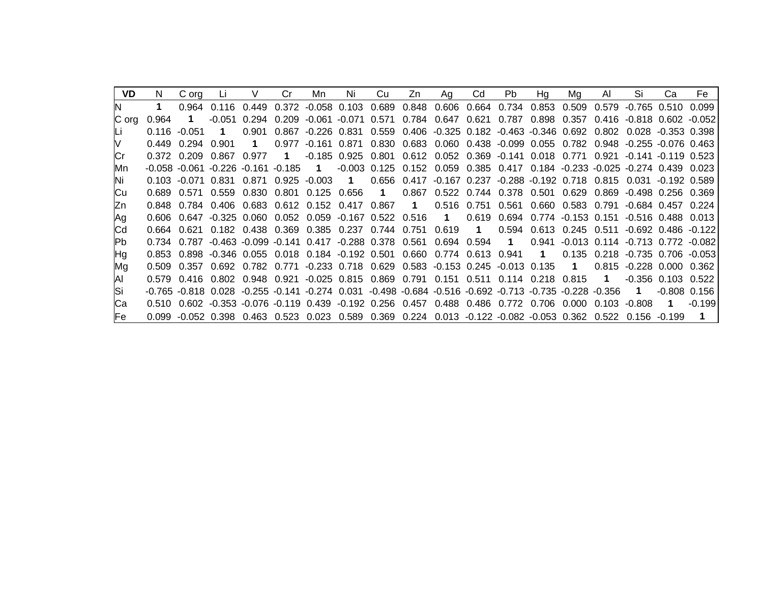| **VD** | N | C org | Li | V | Cr | Mn | Ni | Cu | Zn | Ag | Cd | Pb | Hg | Mg | Al | Si | Ca | Fe |
|---|---|---|---|---|---|---|---|---|---|---|---|---|---|---|---|---|---|---|
| N | **1** | 0.964 | 0.116 | 0.449 | 0.372 | -0.058 | 0.103 | 0.689 | 0.848 | 0.606 | 0.664 | 0.734 | 0.853 | 0.509 | 0.579 | -0.765 | 0.510 | 0.099 |
| C org | 0.964 | **1** | -0.051 | 0.294 | 0.209 | -0.061 | -0.071 | 0.571 | 0.784 | 0.647 | 0.621 | 0.787 | 0.898 | 0.357 | 0.416 | -0.818 | 0.602 | -0.052 |
| Li | 0.116 | -0.051 | **1** | 0.901 | 0.867 | -0.226 | 0.831 | 0.559 | 0.406 | -0.325 | 0.182 | -0.463 | -0.346 | 0.692 | 0.802 | 0.028 | -0.353 | 0.398 |
| V | 0.449 | 0.294 | 0.901 | **1** | 0.977 | -0.161 | 0.871 | 0.830 | 0.683 | 0.060 | 0.438 | -0.099 | 0.055 | 0.782 | 0.948 | -0.255 | -0.076 | 0.463 |
| Cr | 0.372 | 0.209 | 0.867 | 0.977 | **1** | -0.185 | 0.925 | 0.801 | 0.612 | 0.052 | 0.369 | -0.141 | 0.018 | 0.771 | 0.921 | -0.141 | -0.119 | 0.523 |
| Mn | -0.058 | -0.061 | -0.226 | -0.161 | -0.185 | **1** | -0.003 | 0.125 | 0.152 | 0.059 | 0.385 | 0.417 | 0.184 | -0.233 | -0.025 | -0.274 | 0.439 | 0.023 |
| Ni | 0.103 | -0.071 | 0.831 | 0.871 | 0.925 | -0.003 | **1** | 0.656 | 0.417 | -0.167 | 0.237 | -0.288 | -0.192 | 0.718 | 0.815 | 0.031 | -0.192 | 0.589 |
| Cu | 0.689 | 0.571 | 0.559 | 0.830 | 0.801 | 0.125 | 0.656 | **1** | 0.867 | 0.522 | 0.744 | 0.378 | 0.501 | 0.629 | 0.869 | -0.498 | 0.256 | 0.369 |
| Zn | 0.848 | 0.784 | 0.406 | 0.683 | 0.612 | 0.152 | 0.417 | 0.867 | **1** | 0.516 | 0.751 | 0.561 | 0.660 | 0.583 | 0.791 | -0.684 | 0.457 | 0.224 |
| Ag | 0.606 | 0.647 | -0.325 | 0.060 | 0.052 | 0.059 | -0.167 | 0.522 | 0.516 | **1** | 0.619 | 0.694 | 0.774 | -0.153 | 0.151 | -0.516 | 0.488 | 0.013 |
| Cd | 0.664 | 0.621 | 0.182 | 0.438 | 0.369 | 0.385 | 0.237 | 0.744 | 0.751 | 0.619 | **1** | 0.594 | 0.613 | 0.245 | 0.511 | -0.692 | 0.486 | -0.122 |
| Pb | 0.734 | 0.787 | -0.463 | -0.099 | -0.141 | 0.417 | -0.288 | 0.378 | 0.561 | 0.694 | 0.594 | **1** | 0.941 | -0.013 | 0.114 | -0.713 | 0.772 | -0.082 |
| Hg | 0.853 | 0.898 | -0.346 | 0.055 | 0.018 | 0.184 | -0.192 | 0.501 | 0.660 | 0.774 | 0.613 | 0.941 | **1** | 0.135 | 0.218 | -0.735 | 0.706 | -0.053 |
| Mg | 0.509 | 0.357 | 0.692 | 0.782 | 0.771 | -0.233 | 0.718 | 0.629 | 0.583 | -0.153 | 0.245 | -0.013 | 0.135 | **1** | 0.815 | -0.228 | 0.000 | 0.362 |
| Al | 0.579 | 0.416 | 0.802 | 0.948 | 0.921 | -0.025 | 0.815 | 0.869 | 0.791 | 0.151 | 0.511 | 0.114 | 0.218 | 0.815 | **1** | -0.356 | 0.103 | 0.522 |
| Si | -0.765 | -0.818 | 0.028 | -0.255 | -0.141 | -0.274 | 0.031 | -0.498 | -0.684 | -0.516 | -0.692 | -0.713 | -0.735 | -0.228 | -0.356 | **1** | -0.808 | 0.156 |
| Ca | 0.510 | 0.602 | -0.353 | -0.076 | -0.119 | 0.439 | -0.192 | 0.256 | 0.457 | 0.488 | 0.486 | 0.772 | 0.706 | 0.000 | 0.103 | -0.808 | **1** | -0.199 |
| Fe | 0.099 | -0.052 | 0.398 | 0.463 | 0.523 | 0.023 | 0.589 | 0.369 | 0.224 | 0.013 | -0.122 | -0.082 | -0.053 | 0.362 | 0.522 | 0.156 | -0.199 | **1** |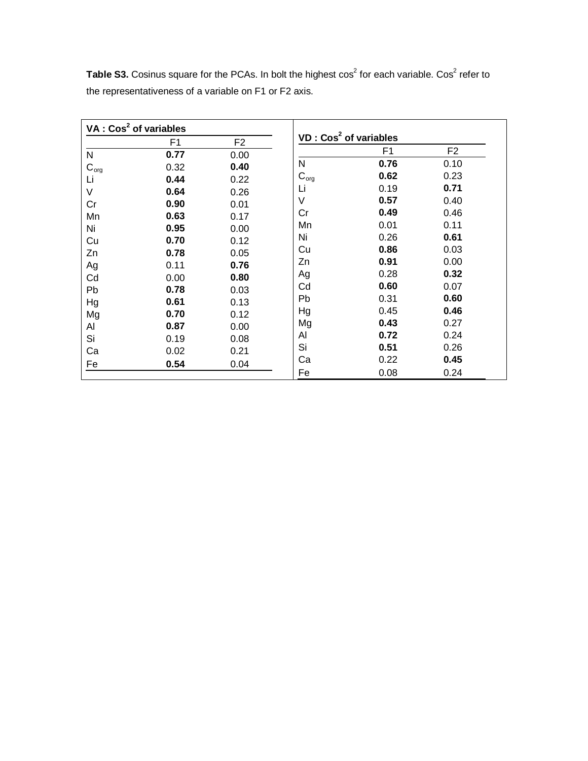**Table S3.** Cosinus square for the PCAs. In bolt the highest $\cos^2$ for each variable. $\text{Cos}^2$ refer to the representativeness of a variable on F1 or F2 axis.

**VA : $\text{Cos}^2$ of variables**

| | F1 | F2 |
|---|---|---|
| N | **0.77** | 0.00 |
| $C_{org}$ | 0.32 | **0.40** |
| Li | **0.44** | 0.22 |
| V | **0.64** | 0.26 |
| Cr | **0.90** | 0.01 |
| Mn | **0.63** | 0.17 |
| Ni | **0.95** | 0.00 |
| Cu | **0.70** | 0.12 |
| Zn | **0.78** | 0.05 |
| Ag | 0.11 | **0.76** |
| Cd | 0.00 | **0.80** |
| Pb | **0.78** | 0.03 |
| Hg | **0.61** | 0.13 |
| Mg | **0.70** | 0.12 |
| Al | **0.87** | 0.00 |
| Si | 0.19 | 0.08 |
| Ca | 0.02 | 0.21 |
| Fe | **0.54** | 0.04 |

**VD : $\text{Cos}^2$ of variables**

| | F1 | F2 |
|---|---|---|
| N | **0.76** | 0.10 |
| $C_{org}$ | **0.62** | 0.23 |
| Li | 0.19 | **0.71** |
| V | **0.57** | 0.40 |
| Cr | **0.49** | 0.46 |
| Mn | 0.01 | 0.11 |
| Ni | 0.26 | **0.61** |
| Cu | **0.86** | 0.03 |
| Zn | **0.91** | 0.00 |
| Ag | 0.28 | **0.32** |
| Cd | **0.60** | 0.07 |
| Pb | 0.31 | **0.60** |
| Hg | 0.45 | **0.46** |
| Mg | **0.43** | 0.27 |
| Al | **0.72** | 0.24 |
| Si | **0.51** | 0.26 |
| Ca | 0.22 | **0.45** |
| Fe | 0.08 | 0.24 |